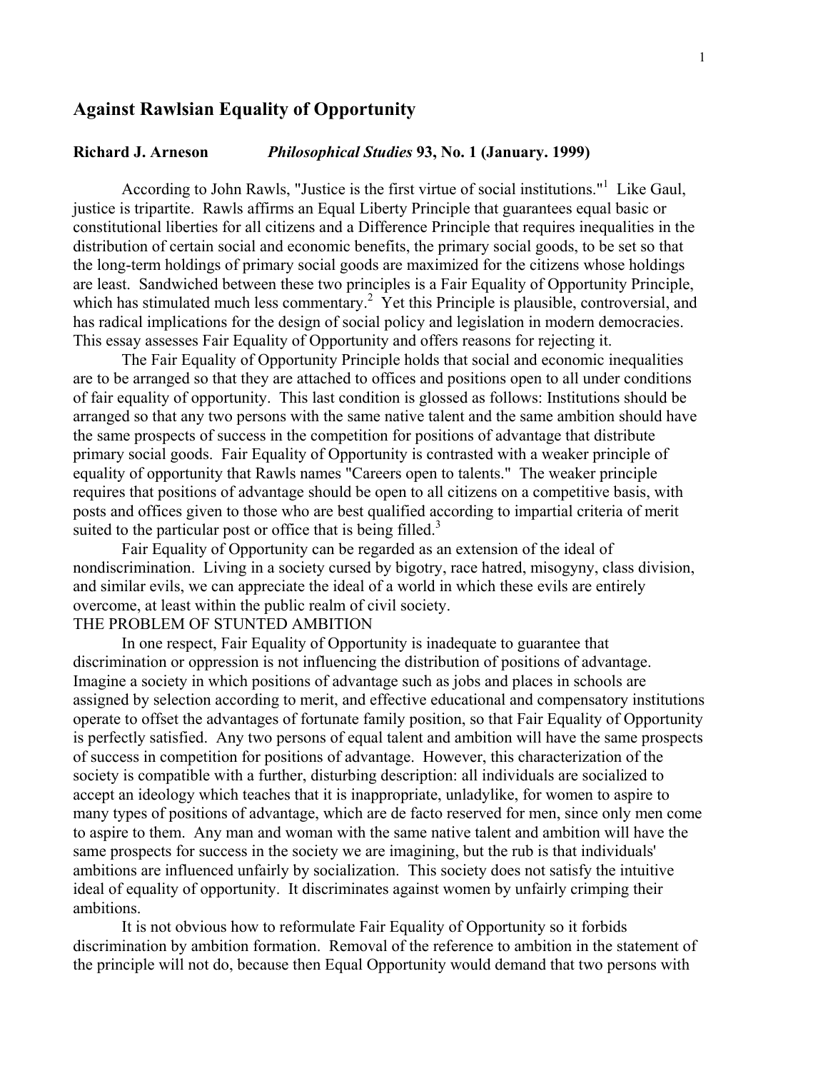# Against Rawlsian Equality of Opportunity

**Richard J. Arneson** *Philosophical Studies* **93, No. 1 (January. 1999)**

According to John Rawls, "Justice is the first virtue of social institutions."[1] Like Gaul, justice is tripartite. Rawls affirms an Equal Liberty Principle that guarantees equal basic or constitutional liberties for all citizens and a Difference Principle that requires inequalities in the distribution of certain social and economic benefits, the primary social goods, to be set so that the long-term holdings of primary social goods are maximized for the citizens whose holdings are least. Sandwiched between these two principles is a Fair Equality of Opportunity Principle, which has stimulated much less commentary.[2] Yet this Principle is plausible, controversial, and has radical implications for the design of social policy and legislation in modern democracies. This essay assesses Fair Equality of Opportunity and offers reasons for rejecting it.

The Fair Equality of Opportunity Principle holds that social and economic inequalities are to be arranged so that they are attached to offices and positions open to all under conditions of fair equality of opportunity. This last condition is glossed as follows: Institutions should be arranged so that any two persons with the same native talent and the same ambition should have the same prospects of success in the competition for positions of advantage that distribute primary social goods. Fair Equality of Opportunity is contrasted with a weaker principle of equality of opportunity that Rawls names "Careers open to talents." The weaker principle requires that positions of advantage should be open to all citizens on a competitive basis, with posts and offices given to those who are best qualified according to impartial criteria of merit suited to the particular post or office that is being filled.[3]

Fair Equality of Opportunity can be regarded as an extension of the ideal of nondiscrimination. Living in a society cursed by bigotry, race hatred, misogyny, class division, and similar evils, we can appreciate the ideal of a world in which these evils are entirely overcome, at least within the public realm of civil society.

## THE PROBLEM OF STUNTED AMBITION

In one respect, Fair Equality of Opportunity is inadequate to guarantee that discrimination or oppression is not influencing the distribution of positions of advantage. Imagine a society in which positions of advantage such as jobs and places in schools are assigned by selection according to merit, and effective educational and compensatory institutions operate to offset the advantages of fortunate family position, so that Fair Equality of Opportunity is perfectly satisfied. Any two persons of equal talent and ambition will have the same prospects of success in competition for positions of advantage. However, this characterization of the society is compatible with a further, disturbing description: all individuals are socialized to accept an ideology which teaches that it is inappropriate, unladylike, for women to aspire to many types of positions of advantage, which are de facto reserved for men, since only men come to aspire to them. Any man and woman with the same native talent and ambition will have the same prospects for success in the society we are imagining, but the rub is that individuals' ambitions are influenced unfairly by socialization. This society does not satisfy the intuitive ideal of equality of opportunity. It discriminates against women by unfairly crimping their ambitions.

It is not obvious how to reformulate Fair Equality of Opportunity so it forbids discrimination by ambition formation. Removal of the reference to ambition in the statement of the principle will not do, because then Equal Opportunity would demand that two persons with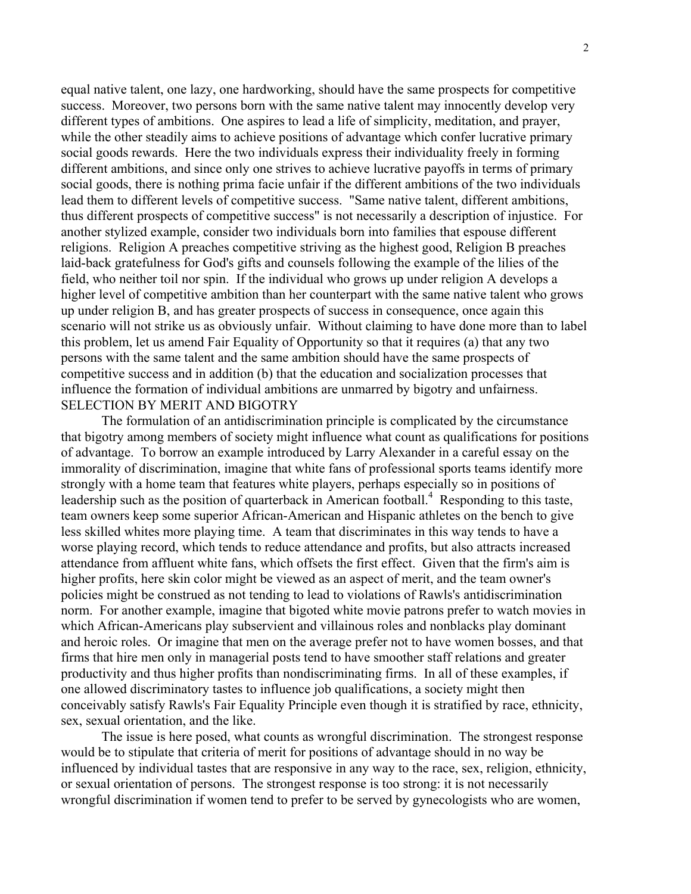equal native talent, one lazy, one hardworking, should have the same prospects for competitive success. Moreover, two persons born with the same native talent may innocently develop very different types of ambitions. One aspires to lead a life of simplicity, meditation, and prayer, while the other steadily aims to achieve positions of advantage which confer lucrative primary social goods rewards. Here the two individuals express their individuality freely in forming different ambitions, and since only one strives to achieve lucrative payoffs in terms of primary social goods, there is nothing prima facie unfair if the different ambitions of the two individuals lead them to different levels of competitive success. "Same native talent, different ambitions, thus different prospects of competitive success" is not necessarily a description of injustice. For another stylized example, consider two individuals born into families that espouse different religions. Religion A preaches competitive striving as the highest good, Religion B preaches laid-back gratefulness for God's gifts and counsels following the example of the lilies of the field, who neither toil nor spin. If the individual who grows up under religion A develops a higher level of competitive ambition than her counterpart with the same native talent who grows up under religion B, and has greater prospects of success in consequence, once again this scenario will not strike us as obviously unfair. Without claiming to have done more than to label this problem, let us amend Fair Equality of Opportunity so that it requires (a) that any two persons with the same talent and the same ambition should have the same prospects of competitive success and in addition (b) that the education and socialization processes that influence the formation of individual ambitions are unmarred by bigotry and unfairness.

## SELECTION BY MERIT AND BIGOTRY

The formulation of an antidiscrimination principle is complicated by the circumstance that bigotry among members of society might influence what count as qualifications for positions of advantage. To borrow an example introduced by Larry Alexander in a careful essay on the immorality of discrimination, imagine that white fans of professional sports teams identify more strongly with a home team that features white players, perhaps especially so in positions of leadership such as the position of quarterback in American football.[4] Responding to this taste, team owners keep some superior African-American and Hispanic athletes on the bench to give less skilled whites more playing time. A team that discriminates in this way tends to have a worse playing record, which tends to reduce attendance and profits, but also attracts increased attendance from affluent white fans, which offsets the first effect. Given that the firm's aim is higher profits, here skin color might be viewed as an aspect of merit, and the team owner's policies might be construed as not tending to lead to violations of Rawls's antidiscrimination norm. For another example, imagine that bigoted white movie patrons prefer to watch movies in which African-Americans play subservient and villainous roles and nonblacks play dominant and heroic roles. Or imagine that men on the average prefer not to have women bosses, and that firms that hire men only in managerial posts tend to have smoother staff relations and greater productivity and thus higher profits than nondiscriminating firms. In all of these examples, if one allowed discriminatory tastes to influence job qualifications, a society might then conceivably satisfy Rawls's Fair Equality Principle even though it is stratified by race, ethnicity, sex, sexual orientation, and the like.

The issue is here posed, what counts as wrongful discrimination. The strongest response would be to stipulate that criteria of merit for positions of advantage should in no way be influenced by individual tastes that are responsive in any way to the race, sex, religion, ethnicity, or sexual orientation of persons. The strongest response is too strong: it is not necessarily wrongful discrimination if women tend to prefer to be served by gynecologists who are women,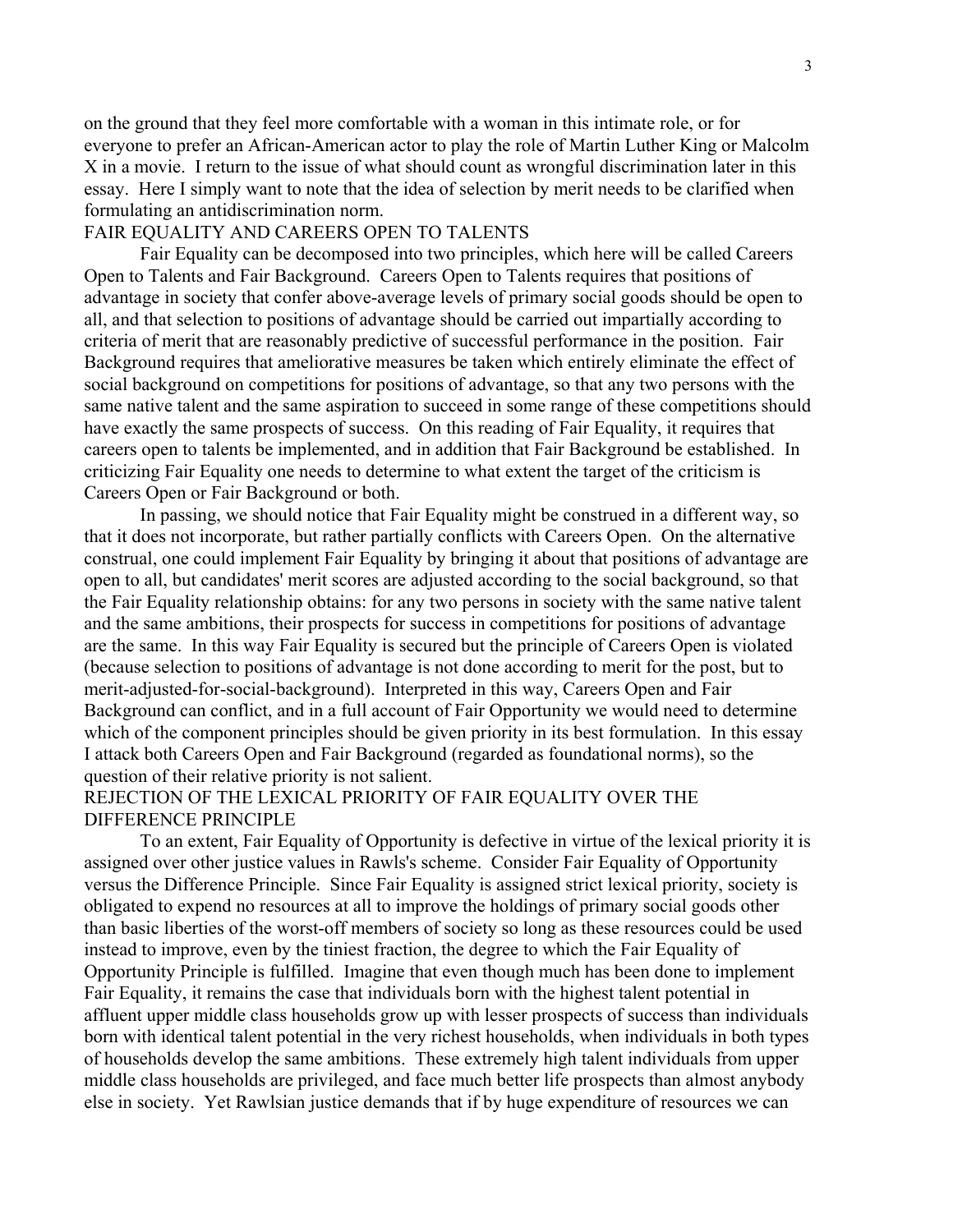on the ground that they feel more comfortable with a woman in this intimate role, or for everyone to prefer an African-American actor to play the role of Martin Luther King or Malcolm X in a movie. I return to the issue of what should count as wrongful discrimination later in this essay. Here I simply want to note that the idea of selection by merit needs to be clarified when formulating an antidiscrimination norm.

## FAIR EQUALITY AND CAREERS OPEN TO TALENTS

Fair Equality can be decomposed into two principles, which here will be called Careers Open to Talents and Fair Background. Careers Open to Talents requires that positions of advantage in society that confer above-average levels of primary social goods should be open to all, and that selection to positions of advantage should be carried out impartially according to criteria of merit that are reasonably predictive of successful performance in the position. Fair Background requires that ameliorative measures be taken which entirely eliminate the effect of social background on competitions for positions of advantage, so that any two persons with the same native talent and the same aspiration to succeed in some range of these competitions should have exactly the same prospects of success. On this reading of Fair Equality, it requires that careers open to talents be implemented, and in addition that Fair Background be established. In criticizing Fair Equality one needs to determine to what extent the target of the criticism is Careers Open or Fair Background or both.

In passing, we should notice that Fair Equality might be construed in a different way, so that it does not incorporate, but rather partially conflicts with Careers Open. On the alternative construal, one could implement Fair Equality by bringing it about that positions of advantage are open to all, but candidates' merit scores are adjusted according to the social background, so that the Fair Equality relationship obtains: for any two persons in society with the same native talent and the same ambitions, their prospects for success in competitions for positions of advantage are the same. In this way Fair Equality is secured but the principle of Careers Open is violated (because selection to positions of advantage is not done according to merit for the post, but to merit-adjusted-for-social-background). Interpreted in this way, Careers Open and Fair Background can conflict, and in a full account of Fair Opportunity we would need to determine which of the component principles should be given priority in its best formulation. In this essay I attack both Careers Open and Fair Background (regarded as foundational norms), so the question of their relative priority is not salient.

## REJECTION OF THE LEXICAL PRIORITY OF FAIR EQUALITY OVER THE DIFFERENCE PRINCIPLE

To an extent, Fair Equality of Opportunity is defective in virtue of the lexical priority it is assigned over other justice values in Rawls's scheme. Consider Fair Equality of Opportunity versus the Difference Principle. Since Fair Equality is assigned strict lexical priority, society is obligated to expend no resources at all to improve the holdings of primary social goods other than basic liberties of the worst-off members of society so long as these resources could be used instead to improve, even by the tiniest fraction, the degree to which the Fair Equality of Opportunity Principle is fulfilled. Imagine that even though much has been done to implement Fair Equality, it remains the case that individuals born with the highest talent potential in affluent upper middle class households grow up with lesser prospects of success than individuals born with identical talent potential in the very richest households, when individuals in both types of households develop the same ambitions. These extremely high talent individuals from upper middle class households are privileged, and face much better life prospects than almost anybody else in society. Yet Rawlsian justice demands that if by huge expenditure of resources we can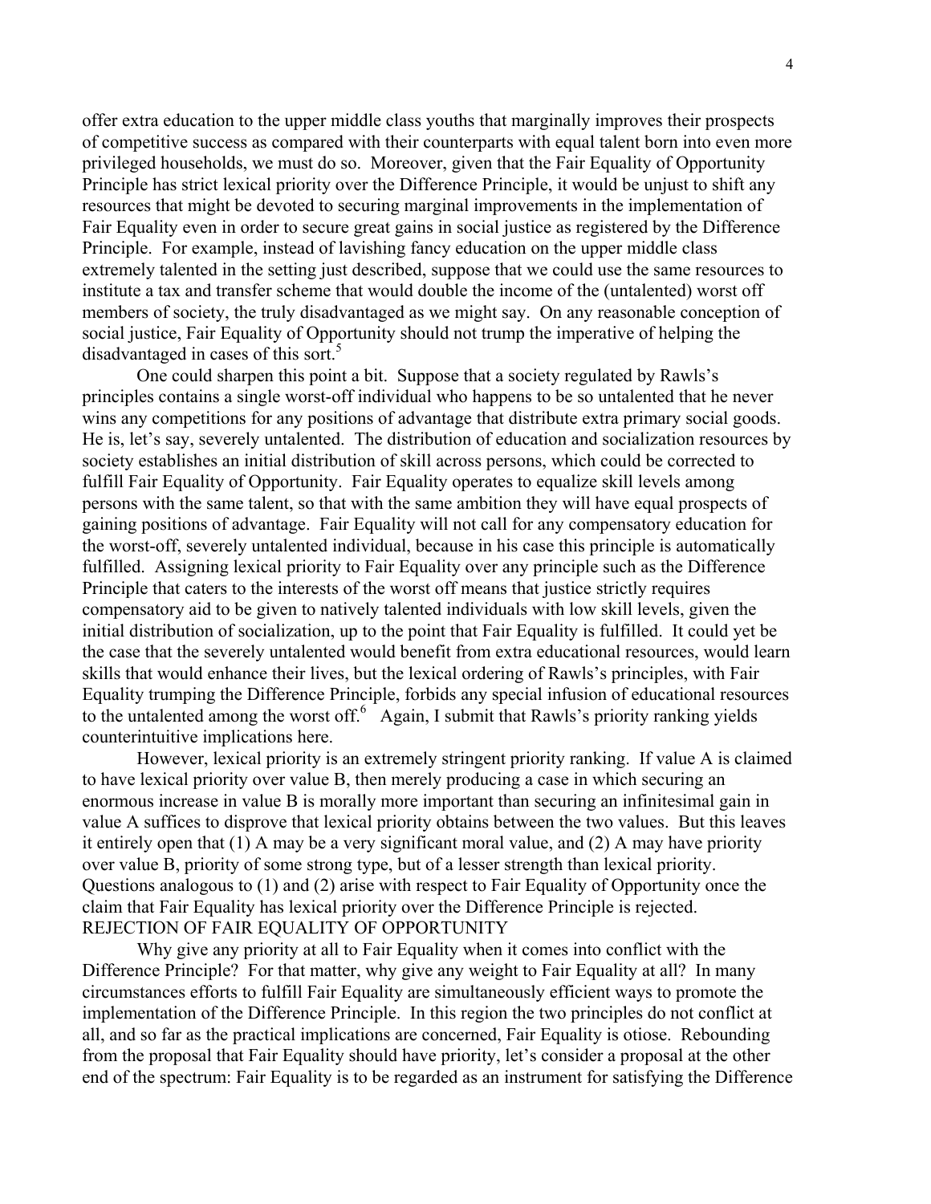offer extra education to the upper middle class youths that marginally improves their prospects of competitive success as compared with their counterparts with equal talent born into even more privileged households, we must do so. Moreover, given that the Fair Equality of Opportunity Principle has strict lexical priority over the Difference Principle, it would be unjust to shift any resources that might be devoted to securing marginal improvements in the implementation of Fair Equality even in order to secure great gains in social justice as registered by the Difference Principle. For example, instead of lavishing fancy education on the upper middle class extremely talented in the setting just described, suppose that we could use the same resources to institute a tax and transfer scheme that would double the income of the (untalented) worst off members of society, the truly disadvantaged as we might say. On any reasonable conception of social justice, Fair Equality of Opportunity should not trump the imperative of helping the disadvantaged in cases of this sort.[5]

One could sharpen this point a bit. Suppose that a society regulated by Rawls's principles contains a single worst-off individual who happens to be so untalented that he never wins any competitions for any positions of advantage that distribute extra primary social goods. He is, let's say, severely untalented. The distribution of education and socialization resources by society establishes an initial distribution of skill across persons, which could be corrected to fulfill Fair Equality of Opportunity. Fair Equality operates to equalize skill levels among persons with the same talent, so that with the same ambition they will have equal prospects of gaining positions of advantage. Fair Equality will not call for any compensatory education for the worst-off, severely untalented individual, because in his case this principle is automatically fulfilled. Assigning lexical priority to Fair Equality over any principle such as the Difference Principle that caters to the interests of the worst off means that justice strictly requires compensatory aid to be given to natively talented individuals with low skill levels, given the initial distribution of socialization, up to the point that Fair Equality is fulfilled. It could yet be the case that the severely untalented would benefit from extra educational resources, would learn skills that would enhance their lives, but the lexical ordering of Rawls's principles, with Fair Equality trumping the Difference Principle, forbids any special infusion of educational resources to the untalented among the worst off.[6] Again, I submit that Rawls's priority ranking yields counterintuitive implications here.

However, lexical priority is an extremely stringent priority ranking. If value A is claimed to have lexical priority over value B, then merely producing a case in which securing an enormous increase in value B is morally more important than securing an infinitesimal gain in value A suffices to disprove that lexical priority obtains between the two values. But this leaves it entirely open that (1) A may be a very significant moral value, and (2) A may have priority over value B, priority of some strong type, but of a lesser strength than lexical priority. Questions analogous to (1) and (2) arise with respect to Fair Equality of Opportunity once the claim that Fair Equality has lexical priority over the Difference Principle is rejected.

## REJECTION OF FAIR EQUALITY OF OPPORTUNITY

Why give any priority at all to Fair Equality when it comes into conflict with the Difference Principle? For that matter, why give any weight to Fair Equality at all? In many circumstances efforts to fulfill Fair Equality are simultaneously efficient ways to promote the implementation of the Difference Principle. In this region the two principles do not conflict at all, and so far as the practical implications are concerned, Fair Equality is otiose. Rebounding from the proposal that Fair Equality should have priority, let's consider a proposal at the other end of the spectrum: Fair Equality is to be regarded as an instrument for satisfying the Difference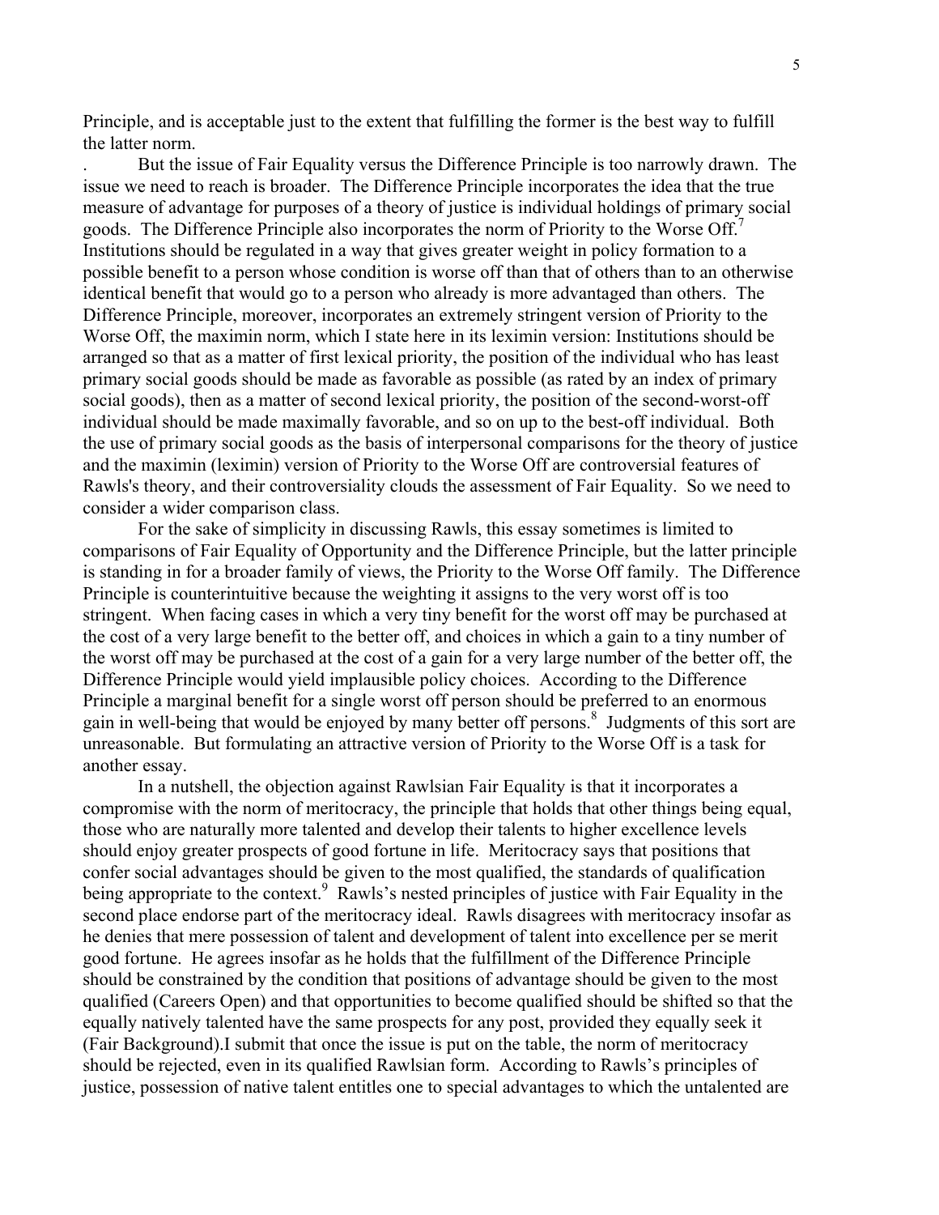Principle, and is acceptable just to the extent that fulfilling the former is the best way to fulfill the latter norm.

. But the issue of Fair Equality versus the Difference Principle is too narrowly drawn. The issue we need to reach is broader. The Difference Principle incorporates the idea that the true measure of advantage for purposes of a theory of justice is individual holdings of primary social goods. The Difference Principle also incorporates the norm of Priority to the Worse Off.[7] Institutions should be regulated in a way that gives greater weight in policy formation to a possible benefit to a person whose condition is worse off than that of others than to an otherwise identical benefit that would go to a person who already is more advantaged than others. The Difference Principle, moreover, incorporates an extremely stringent version of Priority to the Worse Off, the maximin norm, which I state here in its leximin version: Institutions should be arranged so that as a matter of first lexical priority, the position of the individual who has least primary social goods should be made as favorable as possible (as rated by an index of primary social goods), then as a matter of second lexical priority, the position of the second-worst-off individual should be made maximally favorable, and so on up to the best-off individual. Both the use of primary social goods as the basis of interpersonal comparisons for the theory of justice and the maximin (leximin) version of Priority to the Worse Off are controversial features of Rawls's theory, and their controversiality clouds the assessment of Fair Equality. So we need to consider a wider comparison class.

For the sake of simplicity in discussing Rawls, this essay sometimes is limited to comparisons of Fair Equality of Opportunity and the Difference Principle, but the latter principle is standing in for a broader family of views, the Priority to the Worse Off family. The Difference Principle is counterintuitive because the weighting it assigns to the very worst off is too stringent. When facing cases in which a very tiny benefit for the worst off may be purchased at the cost of a very large benefit to the better off, and choices in which a gain to a tiny number of the worst off may be purchased at the cost of a gain for a very large number of the better off, the Difference Principle would yield implausible policy choices. According to the Difference Principle a marginal benefit for a single worst off person should be preferred to an enormous gain in well-being that would be enjoyed by many better off persons.[8] Judgments of this sort are unreasonable. But formulating an attractive version of Priority to the Worse Off is a task for another essay.

In a nutshell, the objection against Rawlsian Fair Equality is that it incorporates a compromise with the norm of meritocracy, the principle that holds that other things being equal, those who are naturally more talented and develop their talents to higher excellence levels should enjoy greater prospects of good fortune in life. Meritocracy says that positions that confer social advantages should be given to the most qualified, the standards of qualification being appropriate to the context.[9] Rawls's nested principles of justice with Fair Equality in the second place endorse part of the meritocracy ideal. Rawls disagrees with meritocracy insofar as he denies that mere possession of talent and development of talent into excellence per se merit good fortune. He agrees insofar as he holds that the fulfillment of the Difference Principle should be constrained by the condition that positions of advantage should be given to the most qualified (Careers Open) and that opportunities to become qualified should be shifted so that the equally natively talented have the same prospects for any post, provided they equally seek it (Fair Background).I submit that once the issue is put on the table, the norm of meritocracy should be rejected, even in its qualified Rawlsian form. According to Rawls's principles of justice, possession of native talent entitles one to special advantages to which the untalented are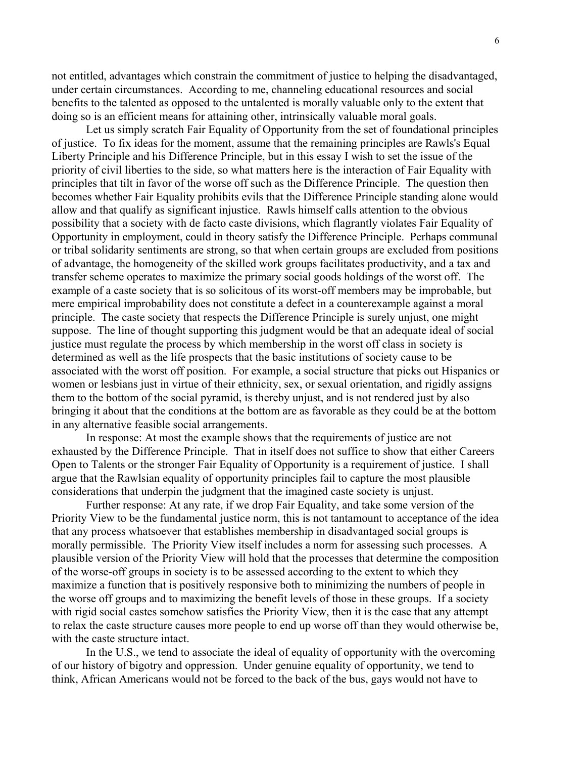not entitled, advantages which constrain the commitment of justice to helping the disadvantaged, under certain circumstances. According to me, channeling educational resources and social benefits to the talented as opposed to the untalented is morally valuable only to the extent that doing so is an efficient means for attaining other, intrinsically valuable moral goals.

Let us simply scratch Fair Equality of Opportunity from the set of foundational principles of justice. To fix ideas for the moment, assume that the remaining principles are Rawls's Equal Liberty Principle and his Difference Principle, but in this essay I wish to set the issue of the priority of civil liberties to the side, so what matters here is the interaction of Fair Equality with principles that tilt in favor of the worse off such as the Difference Principle. The question then becomes whether Fair Equality prohibits evils that the Difference Principle standing alone would allow and that qualify as significant injustice. Rawls himself calls attention to the obvious possibility that a society with de facto caste divisions, which flagrantly violates Fair Equality of Opportunity in employment, could in theory satisfy the Difference Principle. Perhaps communal or tribal solidarity sentiments are strong, so that when certain groups are excluded from positions of advantage, the homogeneity of the skilled work groups facilitates productivity, and a tax and transfer scheme operates to maximize the primary social goods holdings of the worst off. The example of a caste society that is so solicitous of its worst-off members may be improbable, but mere empirical improbability does not constitute a defect in a counterexample against a moral principle. The caste society that respects the Difference Principle is surely unjust, one might suppose. The line of thought supporting this judgment would be that an adequate ideal of social justice must regulate the process by which membership in the worst off class in society is determined as well as the life prospects that the basic institutions of society cause to be associated with the worst off position. For example, a social structure that picks out Hispanics or women or lesbians just in virtue of their ethnicity, sex, or sexual orientation, and rigidly assigns them to the bottom of the social pyramid, is thereby unjust, and is not rendered just by also bringing it about that the conditions at the bottom are as favorable as they could be at the bottom in any alternative feasible social arrangements.

In response: At most the example shows that the requirements of justice are not exhausted by the Difference Principle. That in itself does not suffice to show that either Careers Open to Talents or the stronger Fair Equality of Opportunity is a requirement of justice. I shall argue that the Rawlsian equality of opportunity principles fail to capture the most plausible considerations that underpin the judgment that the imagined caste society is unjust.

Further response: At any rate, if we drop Fair Equality, and take some version of the Priority View to be the fundamental justice norm, this is not tantamount to acceptance of the idea that any process whatsoever that establishes membership in disadvantaged social groups is morally permissible. The Priority View itself includes a norm for assessing such processes. A plausible version of the Priority View will hold that the processes that determine the composition of the worse-off groups in society is to be assessed according to the extent to which they maximize a function that is positively responsive both to minimizing the numbers of people in the worse off groups and to maximizing the benefit levels of those in these groups. If a society with rigid social castes somehow satisfies the Priority View, then it is the case that any attempt to relax the caste structure causes more people to end up worse off than they would otherwise be, with the caste structure intact.

In the U.S., we tend to associate the ideal of equality of opportunity with the overcoming of our history of bigotry and oppression. Under genuine equality of opportunity, we tend to think, African Americans would not be forced to the back of the bus, gays would not have to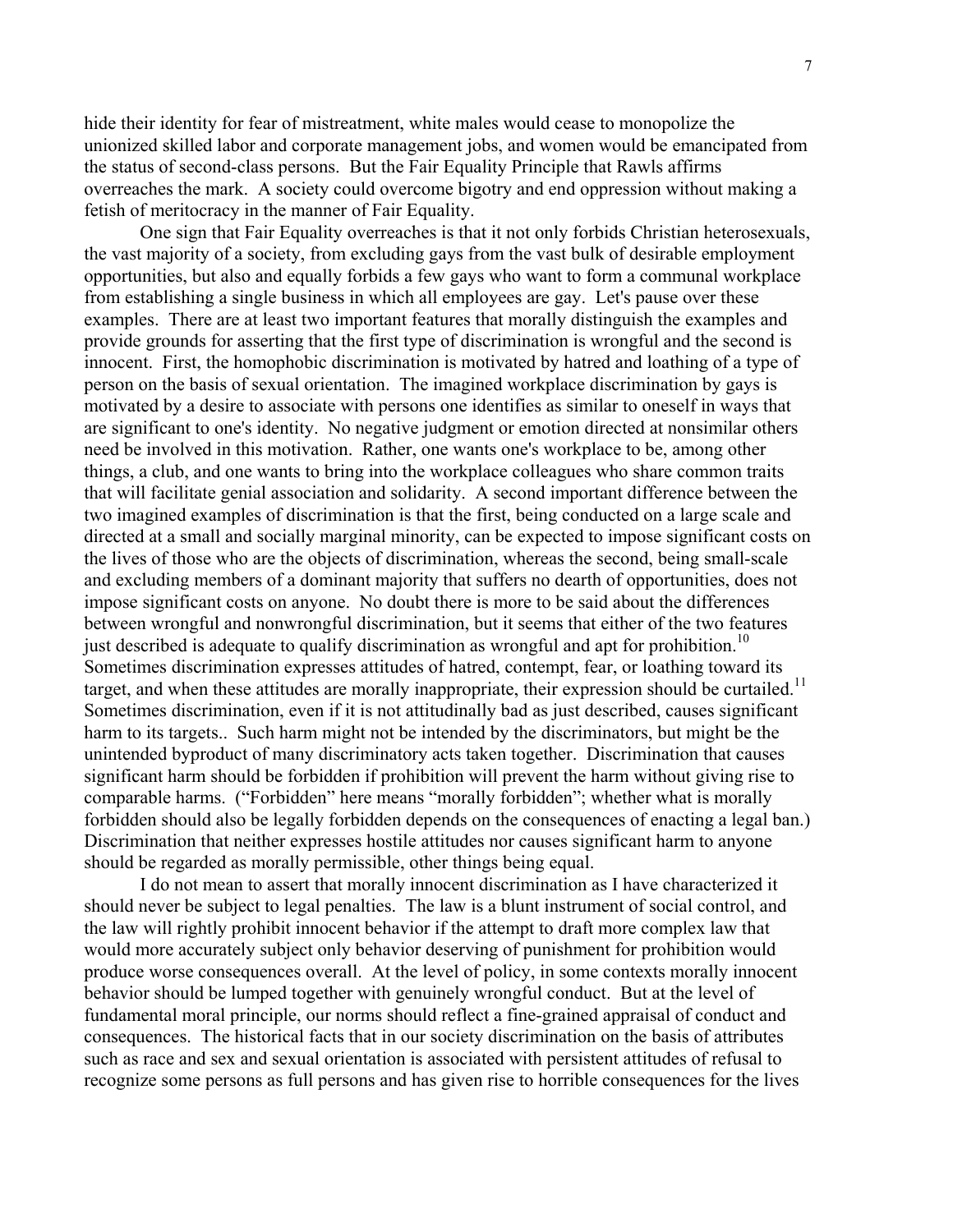hide their identity for fear of mistreatment, white males would cease to monopolize the unionized skilled labor and corporate management jobs, and women would be emancipated from the status of second-class persons. But the Fair Equality Principle that Rawls affirms overreaches the mark. A society could overcome bigotry and end oppression without making a fetish of meritocracy in the manner of Fair Equality.

One sign that Fair Equality overreaches is that it not only forbids Christian heterosexuals, the vast majority of a society, from excluding gays from the vast bulk of desirable employment opportunities, but also and equally forbids a few gays who want to form a communal workplace from establishing a single business in which all employees are gay. Let's pause over these examples. There are at least two important features that morally distinguish the examples and provide grounds for asserting that the first type of discrimination is wrongful and the second is innocent. First, the homophobic discrimination is motivated by hatred and loathing of a type of person on the basis of sexual orientation. The imagined workplace discrimination by gays is motivated by a desire to associate with persons one identifies as similar to oneself in ways that are significant to one's identity. No negative judgment or emotion directed at nonsimilar others need be involved in this motivation. Rather, one wants one's workplace to be, among other things, a club, and one wants to bring into the workplace colleagues who share common traits that will facilitate genial association and solidarity. A second important difference between the two imagined examples of discrimination is that the first, being conducted on a large scale and directed at a small and socially marginal minority, can be expected to impose significant costs on the lives of those who are the objects of discrimination, whereas the second, being small-scale and excluding members of a dominant majority that suffers no dearth of opportunities, does not impose significant costs on anyone. No doubt there is more to be said about the differences between wrongful and nonwrongful discrimination, but it seems that either of the two features just described is adequate to qualify discrimination as wrongful and apt for prohibition.[10] Sometimes discrimination expresses attitudes of hatred, contempt, fear, or loathing toward its target, and when these attitudes are morally inappropriate, their expression should be curtailed.[11] Sometimes discrimination, even if it is not attitudinally bad as just described, causes significant harm to its targets.. Such harm might not be intended by the discriminators, but might be the unintended byproduct of many discriminatory acts taken together. Discrimination that causes significant harm should be forbidden if prohibition will prevent the harm without giving rise to comparable harms. ("Forbidden" here means "morally forbidden"; whether what is morally forbidden should also be legally forbidden depends on the consequences of enacting a legal ban.) Discrimination that neither expresses hostile attitudes nor causes significant harm to anyone should be regarded as morally permissible, other things being equal.

I do not mean to assert that morally innocent discrimination as I have characterized it should never be subject to legal penalties. The law is a blunt instrument of social control, and the law will rightly prohibit innocent behavior if the attempt to draft more complex law that would more accurately subject only behavior deserving of punishment for prohibition would produce worse consequences overall. At the level of policy, in some contexts morally innocent behavior should be lumped together with genuinely wrongful conduct. But at the level of fundamental moral principle, our norms should reflect a fine-grained appraisal of conduct and consequences. The historical facts that in our society discrimination on the basis of attributes such as race and sex and sexual orientation is associated with persistent attitudes of refusal to recognize some persons as full persons and has given rise to horrible consequences for the lives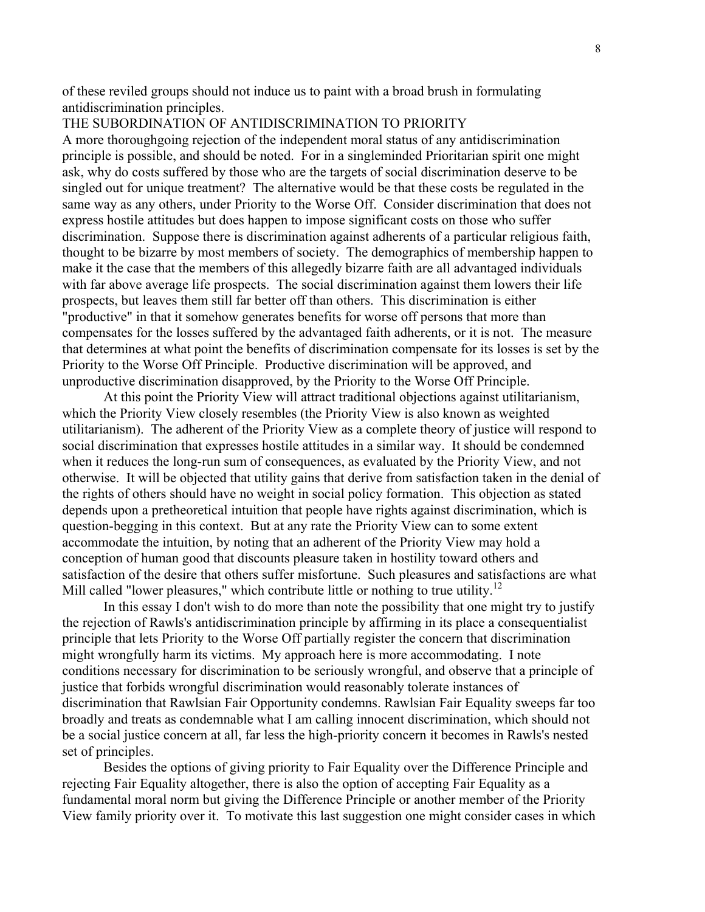of these reviled groups should not induce us to paint with a broad brush in formulating antidiscrimination principles.

## THE SUBORDINATION OF ANTIDISCRIMINATION TO PRIORITY

A more thoroughgoing rejection of the independent moral status of any antidiscrimination principle is possible, and should be noted. For in a singleminded Prioritarian spirit one might ask, why do costs suffered by those who are the targets of social discrimination deserve to be singled out for unique treatment? The alternative would be that these costs be regulated in the same way as any others, under Priority to the Worse Off. Consider discrimination that does not express hostile attitudes but does happen to impose significant costs on those who suffer discrimination. Suppose there is discrimination against adherents of a particular religious faith, thought to be bizarre by most members of society. The demographics of membership happen to make it the case that the members of this allegedly bizarre faith are all advantaged individuals with far above average life prospects. The social discrimination against them lowers their life prospects, but leaves them still far better off than others. This discrimination is either "productive" in that it somehow generates benefits for worse off persons that more than compensates for the losses suffered by the advantaged faith adherents, or it is not. The measure that determines at what point the benefits of discrimination compensate for its losses is set by the Priority to the Worse Off Principle. Productive discrimination will be approved, and unproductive discrimination disapproved, by the Priority to the Worse Off Principle.

At this point the Priority View will attract traditional objections against utilitarianism, which the Priority View closely resembles (the Priority View is also known as weighted utilitarianism). The adherent of the Priority View as a complete theory of justice will respond to social discrimination that expresses hostile attitudes in a similar way. It should be condemned when it reduces the long-run sum of consequences, as evaluated by the Priority View, and not otherwise. It will be objected that utility gains that derive from satisfaction taken in the denial of the rights of others should have no weight in social policy formation. This objection as stated depends upon a pretheoretical intuition that people have rights against discrimination, which is question-begging in this context. But at any rate the Priority View can to some extent accommodate the intuition, by noting that an adherent of the Priority View may hold a conception of human good that discounts pleasure taken in hostility toward others and satisfaction of the desire that others suffer misfortune. Such pleasures and satisfactions are what Mill called "lower pleasures," which contribute little or nothing to true utility.[12]

In this essay I don't wish to do more than note the possibility that one might try to justify the rejection of Rawls's antidiscrimination principle by affirming in its place a consequentialist principle that lets Priority to the Worse Off partially register the concern that discrimination might wrongfully harm its victims. My approach here is more accommodating. I note conditions necessary for discrimination to be seriously wrongful, and observe that a principle of justice that forbids wrongful discrimination would reasonably tolerate instances of discrimination that Rawlsian Fair Opportunity condemns. Rawlsian Fair Equality sweeps far too broadly and treats as condemnable what I am calling innocent discrimination, which should not be a social justice concern at all, far less the high-priority concern it becomes in Rawls's nested set of principles.

Besides the options of giving priority to Fair Equality over the Difference Principle and rejecting Fair Equality altogether, there is also the option of accepting Fair Equality as a fundamental moral norm but giving the Difference Principle or another member of the Priority View family priority over it. To motivate this last suggestion one might consider cases in which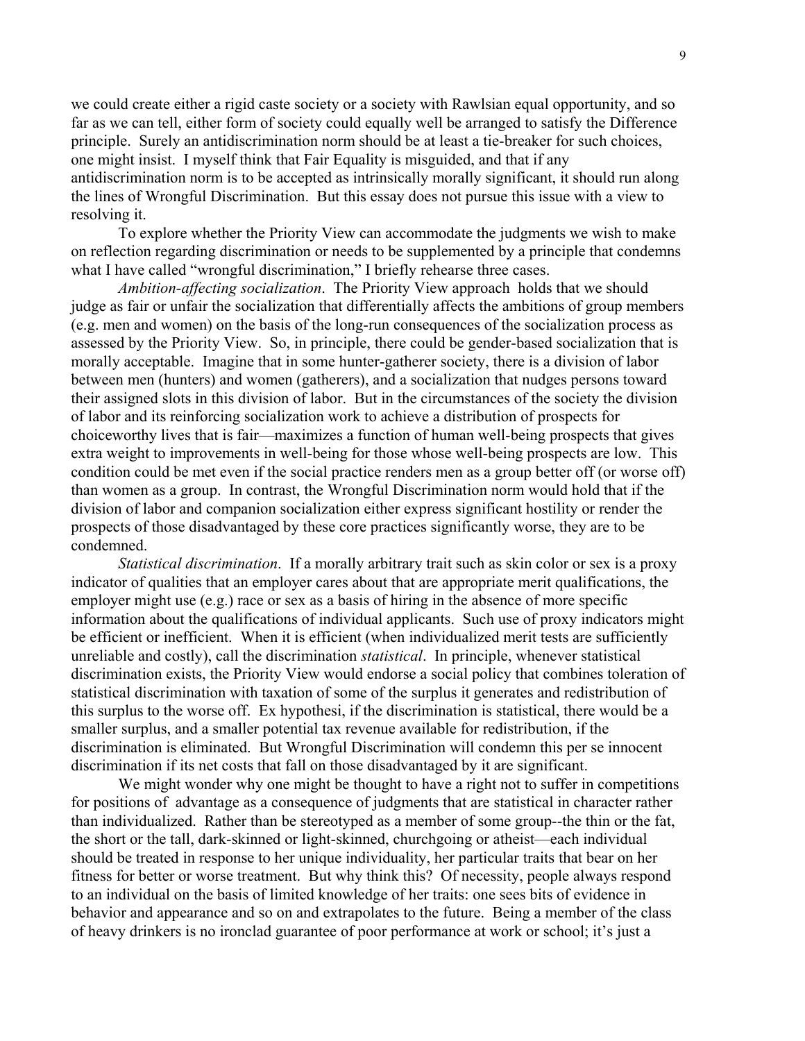we could create either a rigid caste society or a society with Rawlsian equal opportunity, and so far as we can tell, either form of society could equally well be arranged to satisfy the Difference principle. Surely an antidiscrimination norm should be at least a tie-breaker for such choices, one might insist. I myself think that Fair Equality is misguided, and that if any antidiscrimination norm is to be accepted as intrinsically morally significant, it should run along the lines of Wrongful Discrimination. But this essay does not pursue this issue with a view to resolving it.

To explore whether the Priority View can accommodate the judgments we wish to make on reflection regarding discrimination or needs to be supplemented by a principle that condemns what I have called "wrongful discrimination," I briefly rehearse three cases.

*Ambition-affecting socialization*. The Priority View approach holds that we should judge as fair or unfair the socialization that differentially affects the ambitions of group members (e.g. men and women) on the basis of the long-run consequences of the socialization process as assessed by the Priority View. So, in principle, there could be gender-based socialization that is morally acceptable. Imagine that in some hunter-gatherer society, there is a division of labor between men (hunters) and women (gatherers), and a socialization that nudges persons toward their assigned slots in this division of labor. But in the circumstances of the society the division of labor and its reinforcing socialization work to achieve a distribution of prospects for choiceworthy lives that is fair—maximizes a function of human well-being prospects that gives extra weight to improvements in well-being for those whose well-being prospects are low. This condition could be met even if the social practice renders men as a group better off (or worse off) than women as a group. In contrast, the Wrongful Discrimination norm would hold that if the division of labor and companion socialization either express significant hostility or render the prospects of those disadvantaged by these core practices significantly worse, they are to be condemned.

*Statistical discrimination*. If a morally arbitrary trait such as skin color or sex is a proxy indicator of qualities that an employer cares about that are appropriate merit qualifications, the employer might use (e.g.) race or sex as a basis of hiring in the absence of more specific information about the qualifications of individual applicants. Such use of proxy indicators might be efficient or inefficient. When it is efficient (when individualized merit tests are sufficiently unreliable and costly), call the discrimination *statistical*. In principle, whenever statistical discrimination exists, the Priority View would endorse a social policy that combines toleration of statistical discrimination with taxation of some of the surplus it generates and redistribution of this surplus to the worse off. Ex hypothesi, if the discrimination is statistical, there would be a smaller surplus, and a smaller potential tax revenue available for redistribution, if the discrimination is eliminated. But Wrongful Discrimination will condemn this per se innocent discrimination if its net costs that fall on those disadvantaged by it are significant.

We might wonder why one might be thought to have a right not to suffer in competitions for positions of advantage as a consequence of judgments that are statistical in character rather than individualized. Rather than be stereotyped as a member of some group--the thin or the fat, the short or the tall, dark-skinned or light-skinned, churchgoing or atheist—each individual should be treated in response to her unique individuality, her particular traits that bear on her fitness for better or worse treatment. But why think this? Of necessity, people always respond to an individual on the basis of limited knowledge of her traits: one sees bits of evidence in behavior and appearance and so on and extrapolates to the future. Being a member of the class of heavy drinkers is no ironclad guarantee of poor performance at work or school; it's just a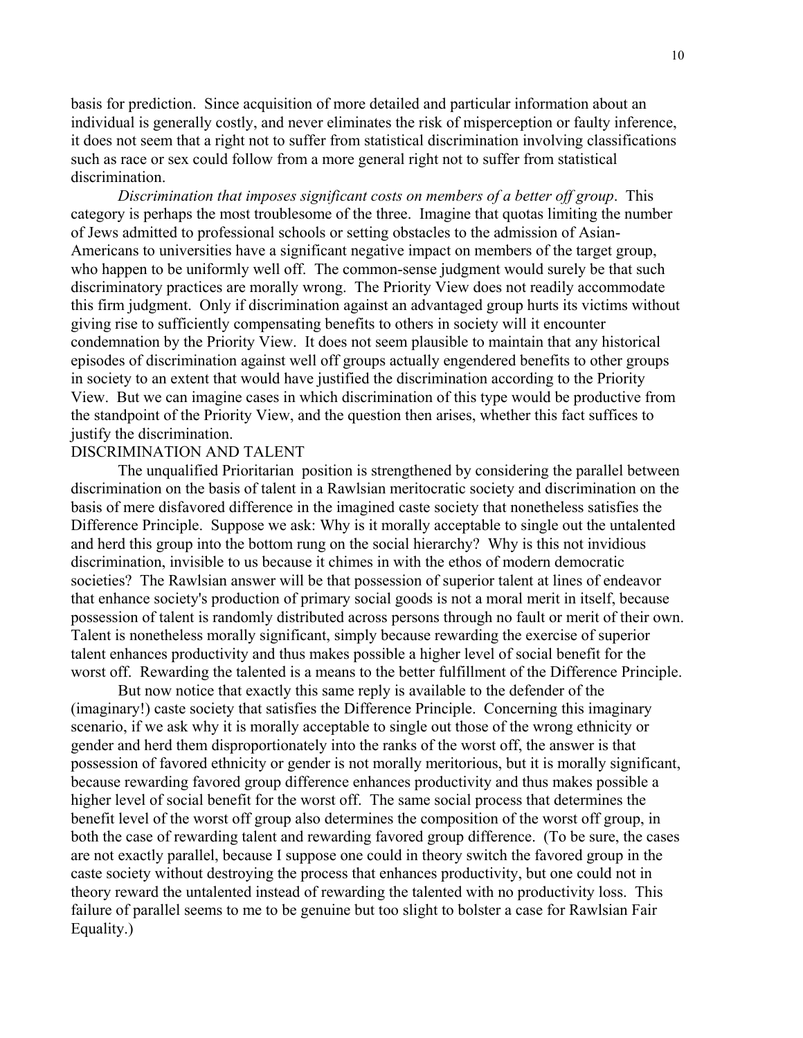basis for prediction. Since acquisition of more detailed and particular information about an individual is generally costly, and never eliminates the risk of misperception or faulty inference, it does not seem that a right not to suffer from statistical discrimination involving classifications such as race or sex could follow from a more general right not to suffer from statistical discrimination.

*Discrimination that imposes significant costs on members of a better off group*. This category is perhaps the most troublesome of the three. Imagine that quotas limiting the number of Jews admitted to professional schools or setting obstacles to the admission of Asian-Americans to universities have a significant negative impact on members of the target group, who happen to be uniformly well off. The common-sense judgment would surely be that such discriminatory practices are morally wrong. The Priority View does not readily accommodate this firm judgment. Only if discrimination against an advantaged group hurts its victims without giving rise to sufficiently compensating benefits to others in society will it encounter condemnation by the Priority View. It does not seem plausible to maintain that any historical episodes of discrimination against well off groups actually engendered benefits to other groups in society to an extent that would have justified the discrimination according to the Priority View. But we can imagine cases in which discrimination of this type would be productive from the standpoint of the Priority View, and the question then arises, whether this fact suffices to justify the discrimination.

## DISCRIMINATION AND TALENT

The unqualified Prioritarian position is strengthened by considering the parallel between discrimination on the basis of talent in a Rawlsian meritocratic society and discrimination on the basis of mere disfavored difference in the imagined caste society that nonetheless satisfies the Difference Principle. Suppose we ask: Why is it morally acceptable to single out the untalented and herd this group into the bottom rung on the social hierarchy? Why is this not invidious discrimination, invisible to us because it chimes in with the ethos of modern democratic societies? The Rawlsian answer will be that possession of superior talent at lines of endeavor that enhance society's production of primary social goods is not a moral merit in itself, because possession of talent is randomly distributed across persons through no fault or merit of their own. Talent is nonetheless morally significant, simply because rewarding the exercise of superior talent enhances productivity and thus makes possible a higher level of social benefit for the worst off. Rewarding the talented is a means to the better fulfillment of the Difference Principle.

But now notice that exactly this same reply is available to the defender of the (imaginary!) caste society that satisfies the Difference Principle. Concerning this imaginary scenario, if we ask why it is morally acceptable to single out those of the wrong ethnicity or gender and herd them disproportionately into the ranks of the worst off, the answer is that possession of favored ethnicity or gender is not morally meritorious, but it is morally significant, because rewarding favored group difference enhances productivity and thus makes possible a higher level of social benefit for the worst off. The same social process that determines the benefit level of the worst off group also determines the composition of the worst off group, in both the case of rewarding talent and rewarding favored group difference. (To be sure, the cases are not exactly parallel, because I suppose one could in theory switch the favored group in the caste society without destroying the process that enhances productivity, but one could not in theory reward the untalented instead of rewarding the talented with no productivity loss. This failure of parallel seems to me to be genuine but too slight to bolster a case for Rawlsian Fair Equality.)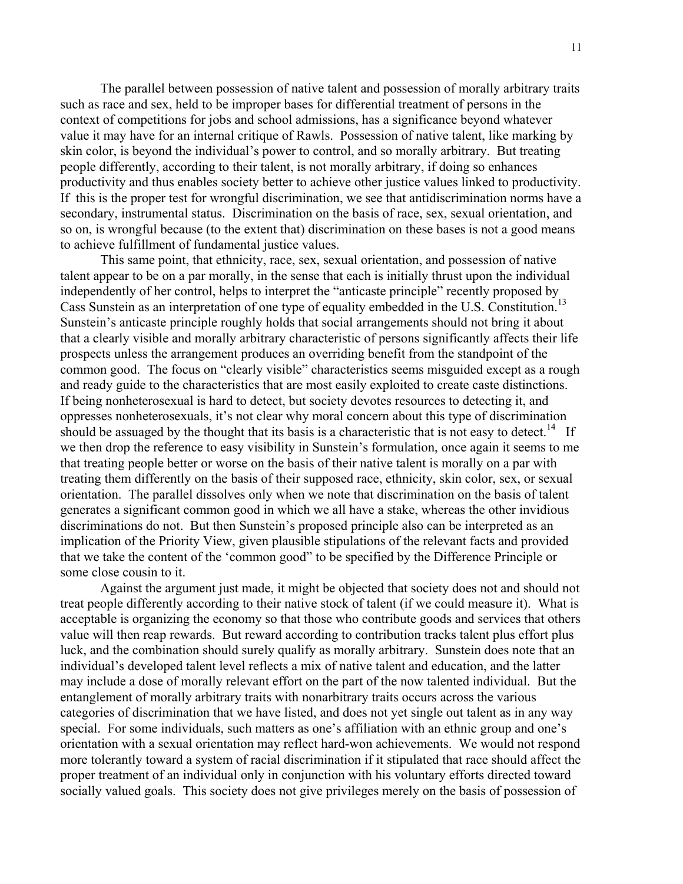The parallel between possession of native talent and possession of morally arbitrary traits such as race and sex, held to be improper bases for differential treatment of persons in the context of competitions for jobs and school admissions, has a significance beyond whatever value it may have for an internal critique of Rawls. Possession of native talent, like marking by skin color, is beyond the individual's power to control, and so morally arbitrary. But treating people differently, according to their talent, is not morally arbitrary, if doing so enhances productivity and thus enables society better to achieve other justice values linked to productivity. If this is the proper test for wrongful discrimination, we see that antidiscrimination norms have a secondary, instrumental status. Discrimination on the basis of race, sex, sexual orientation, and so on, is wrongful because (to the extent that) discrimination on these bases is not a good means to achieve fulfillment of fundamental justice values.

This same point, that ethnicity, race, sex, sexual orientation, and possession of native talent appear to be on a par morally, in the sense that each is initially thrust upon the individual independently of her control, helps to interpret the "anticaste principle" recently proposed by Cass Sunstein as an interpretation of one type of equality embedded in the U.S. Constitution.[13] Sunstein's anticaste principle roughly holds that social arrangements should not bring it about that a clearly visible and morally arbitrary characteristic of persons significantly affects their life prospects unless the arrangement produces an overriding benefit from the standpoint of the common good. The focus on "clearly visible" characteristics seems misguided except as a rough and ready guide to the characteristics that are most easily exploited to create caste distinctions. If being nonheterosexual is hard to detect, but society devotes resources to detecting it, and oppresses nonheterosexuals, it's not clear why moral concern about this type of discrimination should be assuaged by the thought that its basis is a characteristic that is not easy to detect.[14] If we then drop the reference to easy visibility in Sunstein's formulation, once again it seems to me that treating people better or worse on the basis of their native talent is morally on a par with treating them differently on the basis of their supposed race, ethnicity, skin color, sex, or sexual orientation. The parallel dissolves only when we note that discrimination on the basis of talent generates a significant common good in which we all have a stake, whereas the other invidious discriminations do not. But then Sunstein's proposed principle also can be interpreted as an implication of the Priority View, given plausible stipulations of the relevant facts and provided that we take the content of the 'common good" to be specified by the Difference Principle or some close cousin to it.

Against the argument just made, it might be objected that society does not and should not treat people differently according to their native stock of talent (if we could measure it). What is acceptable is organizing the economy so that those who contribute goods and services that others value will then reap rewards. But reward according to contribution tracks talent plus effort plus luck, and the combination should surely qualify as morally arbitrary. Sunstein does note that an individual's developed talent level reflects a mix of native talent and education, and the latter may include a dose of morally relevant effort on the part of the now talented individual. But the entanglement of morally arbitrary traits with nonarbitrary traits occurs across the various categories of discrimination that we have listed, and does not yet single out talent as in any way special. For some individuals, such matters as one's affiliation with an ethnic group and one's orientation with a sexual orientation may reflect hard-won achievements. We would not respond more tolerantly toward a system of racial discrimination if it stipulated that race should affect the proper treatment of an individual only in conjunction with his voluntary efforts directed toward socially valued goals. This society does not give privileges merely on the basis of possession of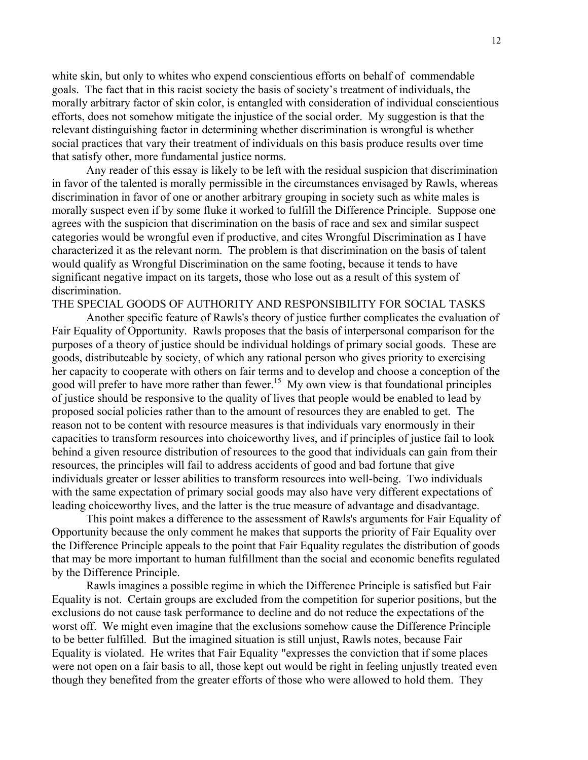white skin, but only to whites who expend conscientious efforts on behalf of commendable goals. The fact that in this racist society the basis of society's treatment of individuals, the morally arbitrary factor of skin color, is entangled with consideration of individual conscientious efforts, does not somehow mitigate the injustice of the social order. My suggestion is that the relevant distinguishing factor in determining whether discrimination is wrongful is whether social practices that vary their treatment of individuals on this basis produce results over time that satisfy other, more fundamental justice norms.

Any reader of this essay is likely to be left with the residual suspicion that discrimination in favor of the talented is morally permissible in the circumstances envisaged by Rawls, whereas discrimination in favor of one or another arbitrary grouping in society such as white males is morally suspect even if by some fluke it worked to fulfill the Difference Principle. Suppose one agrees with the suspicion that discrimination on the basis of race and sex and similar suspect categories would be wrongful even if productive, and cites Wrongful Discrimination as I have characterized it as the relevant norm. The problem is that discrimination on the basis of talent would qualify as Wrongful Discrimination on the same footing, because it tends to have significant negative impact on its targets, those who lose out as a result of this system of discrimination.

## THE SPECIAL GOODS OF AUTHORITY AND RESPONSIBILITY FOR SOCIAL TASKS

Another specific feature of Rawls's theory of justice further complicates the evaluation of Fair Equality of Opportunity. Rawls proposes that the basis of interpersonal comparison for the purposes of a theory of justice should be individual holdings of primary social goods. These are goods, distributeable by society, of which any rational person who gives priority to exercising her capacity to cooperate with others on fair terms and to develop and choose a conception of the good will prefer to have more rather than fewer.[15] My own view is that foundational principles of justice should be responsive to the quality of lives that people would be enabled to lead by proposed social policies rather than to the amount of resources they are enabled to get. The reason not to be content with resource measures is that individuals vary enormously in their capacities to transform resources into choiceworthy lives, and if principles of justice fail to look behind a given resource distribution of resources to the good that individuals can gain from their resources, the principles will fail to address accidents of good and bad fortune that give individuals greater or lesser abilities to transform resources into well-being. Two individuals with the same expectation of primary social goods may also have very different expectations of leading choiceworthy lives, and the latter is the true measure of advantage and disadvantage.

This point makes a difference to the assessment of Rawls's arguments for Fair Equality of Opportunity because the only comment he makes that supports the priority of Fair Equality over the Difference Principle appeals to the point that Fair Equality regulates the distribution of goods that may be more important to human fulfillment than the social and economic benefits regulated by the Difference Principle.

Rawls imagines a possible regime in which the Difference Principle is satisfied but Fair Equality is not. Certain groups are excluded from the competition for superior positions, but the exclusions do not cause task performance to decline and do not reduce the expectations of the worst off. We might even imagine that the exclusions somehow cause the Difference Principle to be better fulfilled. But the imagined situation is still unjust, Rawls notes, because Fair Equality is violated. He writes that Fair Equality "expresses the conviction that if some places were not open on a fair basis to all, those kept out would be right in feeling unjustly treated even though they benefited from the greater efforts of those who were allowed to hold them. They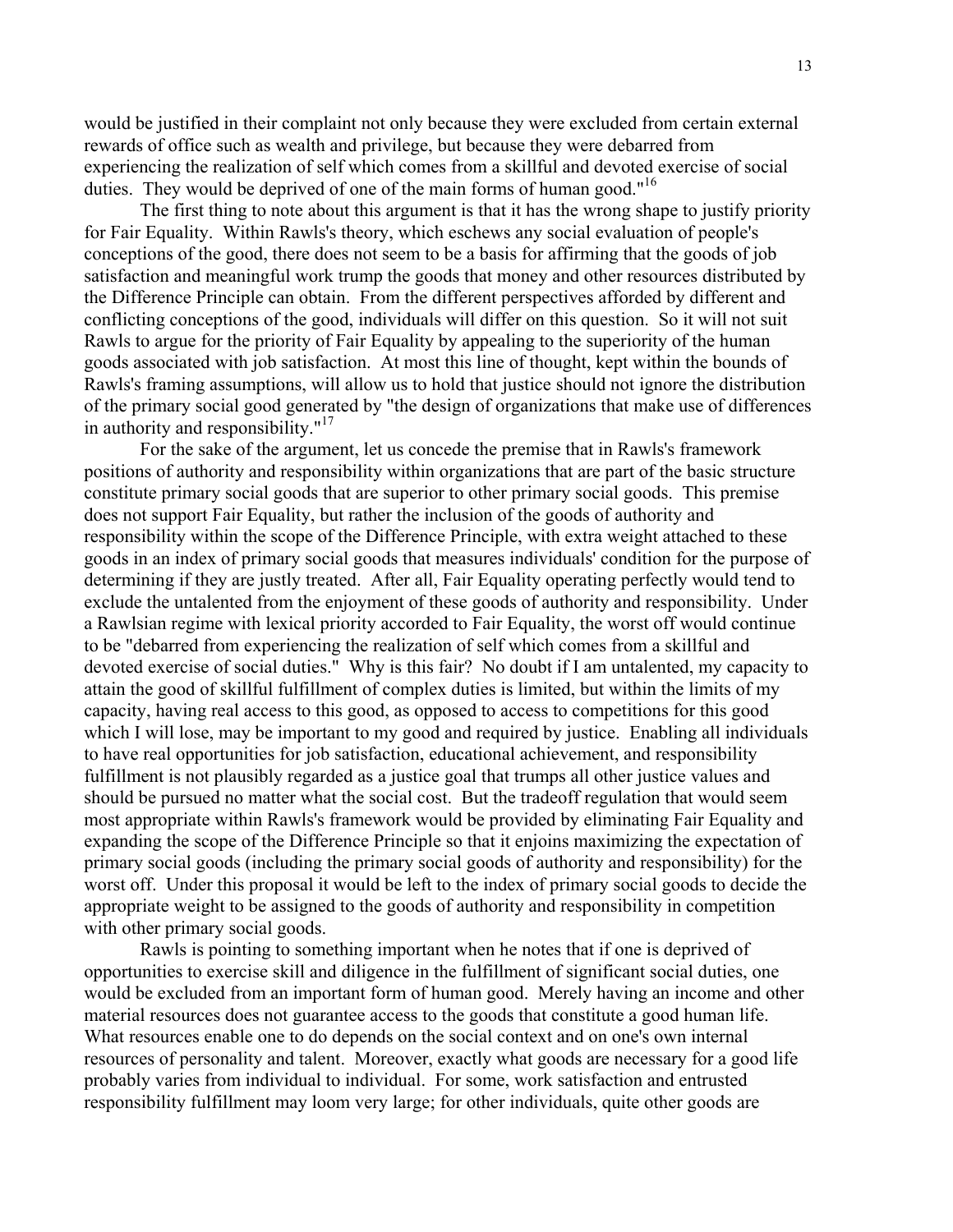would be justified in their complaint not only because they were excluded from certain external rewards of office such as wealth and privilege, but because they were debarred from experiencing the realization of self which comes from a skillful and devoted exercise of social duties. They would be deprived of one of the main forms of human good."[16]

The first thing to note about this argument is that it has the wrong shape to justify priority for Fair Equality. Within Rawls's theory, which eschews any social evaluation of people's conceptions of the good, there does not seem to be a basis for affirming that the goods of job satisfaction and meaningful work trump the goods that money and other resources distributed by the Difference Principle can obtain. From the different perspectives afforded by different and conflicting conceptions of the good, individuals will differ on this question. So it will not suit Rawls to argue for the priority of Fair Equality by appealing to the superiority of the human goods associated with job satisfaction. At most this line of thought, kept within the bounds of Rawls's framing assumptions, will allow us to hold that justice should not ignore the distribution of the primary social good generated by "the design of organizations that make use of differences in authority and responsibility."[17]

For the sake of the argument, let us concede the premise that in Rawls's framework positions of authority and responsibility within organizations that are part of the basic structure constitute primary social goods that are superior to other primary social goods. This premise does not support Fair Equality, but rather the inclusion of the goods of authority and responsibility within the scope of the Difference Principle, with extra weight attached to these goods in an index of primary social goods that measures individuals' condition for the purpose of determining if they are justly treated. After all, Fair Equality operating perfectly would tend to exclude the untalented from the enjoyment of these goods of authority and responsibility. Under a Rawlsian regime with lexical priority accorded to Fair Equality, the worst off would continue to be "debarred from experiencing the realization of self which comes from a skillful and devoted exercise of social duties." Why is this fair? No doubt if I am untalented, my capacity to attain the good of skillful fulfillment of complex duties is limited, but within the limits of my capacity, having real access to this good, as opposed to access to competitions for this good which I will lose, may be important to my good and required by justice. Enabling all individuals to have real opportunities for job satisfaction, educational achievement, and responsibility fulfillment is not plausibly regarded as a justice goal that trumps all other justice values and should be pursued no matter what the social cost. But the tradeoff regulation that would seem most appropriate within Rawls's framework would be provided by eliminating Fair Equality and expanding the scope of the Difference Principle so that it enjoins maximizing the expectation of primary social goods (including the primary social goods of authority and responsibility) for the worst off. Under this proposal it would be left to the index of primary social goods to decide the appropriate weight to be assigned to the goods of authority and responsibility in competition with other primary social goods.

Rawls is pointing to something important when he notes that if one is deprived of opportunities to exercise skill and diligence in the fulfillment of significant social duties, one would be excluded from an important form of human good. Merely having an income and other material resources does not guarantee access to the goods that constitute a good human life. What resources enable one to do depends on the social context and on one's own internal resources of personality and talent. Moreover, exactly what goods are necessary for a good life probably varies from individual to individual. For some, work satisfaction and entrusted responsibility fulfillment may loom very large; for other individuals, quite other goods are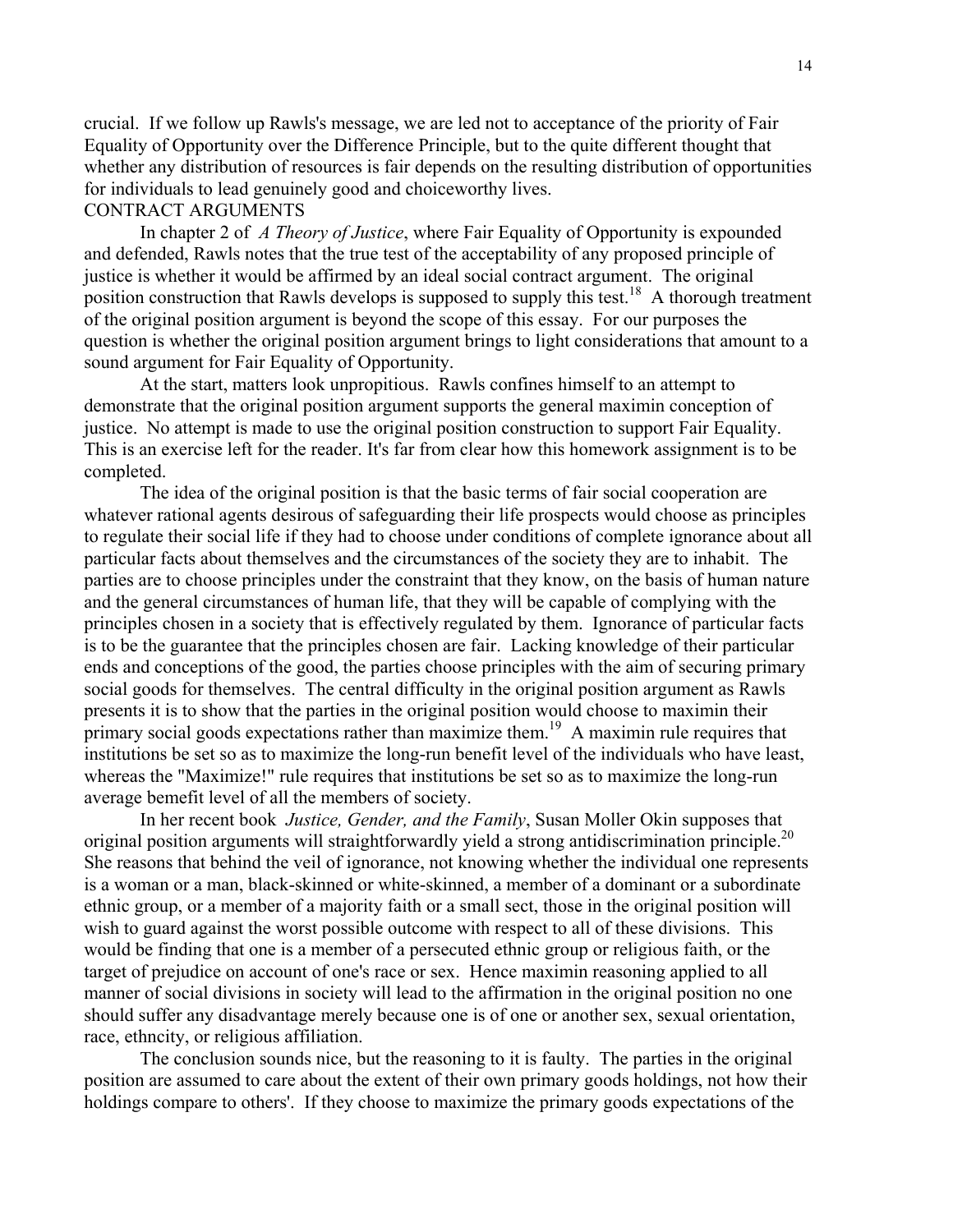crucial. If we follow up Rawls's message, we are led not to acceptance of the priority of Fair Equality of Opportunity over the Difference Principle, but to the quite different thought that whether any distribution of resources is fair depends on the resulting distribution of opportunities for individuals to lead genuinely good and choiceworthy lives.

## CONTRACT ARGUMENTS

In chapter 2 of *A Theory of Justice*, where Fair Equality of Opportunity is expounded and defended, Rawls notes that the true test of the acceptability of any proposed principle of justice is whether it would be affirmed by an ideal social contract argument. The original position construction that Rawls develops is supposed to supply this test.[18] A thorough treatment of the original position argument is beyond the scope of this essay. For our purposes the question is whether the original position argument brings to light considerations that amount to a sound argument for Fair Equality of Opportunity.

At the start, matters look unpropitious. Rawls confines himself to an attempt to demonstrate that the original position argument supports the general maximin conception of justice. No attempt is made to use the original position construction to support Fair Equality. This is an exercise left for the reader. It's far from clear how this homework assignment is to be completed.

The idea of the original position is that the basic terms of fair social cooperation are whatever rational agents desirous of safeguarding their life prospects would choose as principles to regulate their social life if they had to choose under conditions of complete ignorance about all particular facts about themselves and the circumstances of the society they are to inhabit. The parties are to choose principles under the constraint that they know, on the basis of human nature and the general circumstances of human life, that they will be capable of complying with the principles chosen in a society that is effectively regulated by them. Ignorance of particular facts is to be the guarantee that the principles chosen are fair. Lacking knowledge of their particular ends and conceptions of the good, the parties choose principles with the aim of securing primary social goods for themselves. The central difficulty in the original position argument as Rawls presents it is to show that the parties in the original position would choose to maximin their primary social goods expectations rather than maximize them.[19] A maximin rule requires that institutions be set so as to maximize the long-run benefit level of the individuals who have least, whereas the "Maximize!" rule requires that institutions be set so as to maximize the long-run average bemefit level of all the members of society.

In her recent book *Justice, Gender, and the Family*, Susan Moller Okin supposes that original position arguments will straightforwardly yield a strong antidiscrimination principle.[20] She reasons that behind the veil of ignorance, not knowing whether the individual one represents is a woman or a man, black-skinned or white-skinned, a member of a dominant or a subordinate ethnic group, or a member of a majority faith or a small sect, those in the original position will wish to guard against the worst possible outcome with respect to all of these divisions. This would be finding that one is a member of a persecuted ethnic group or religious faith, or the target of prejudice on account of one's race or sex. Hence maximin reasoning applied to all manner of social divisions in society will lead to the affirmation in the original position no one should suffer any disadvantage merely because one is of one or another sex, sexual orientation, race, ethncity, or religious affiliation.

The conclusion sounds nice, but the reasoning to it is faulty. The parties in the original position are assumed to care about the extent of their own primary goods holdings, not how their holdings compare to others'. If they choose to maximize the primary goods expectations of the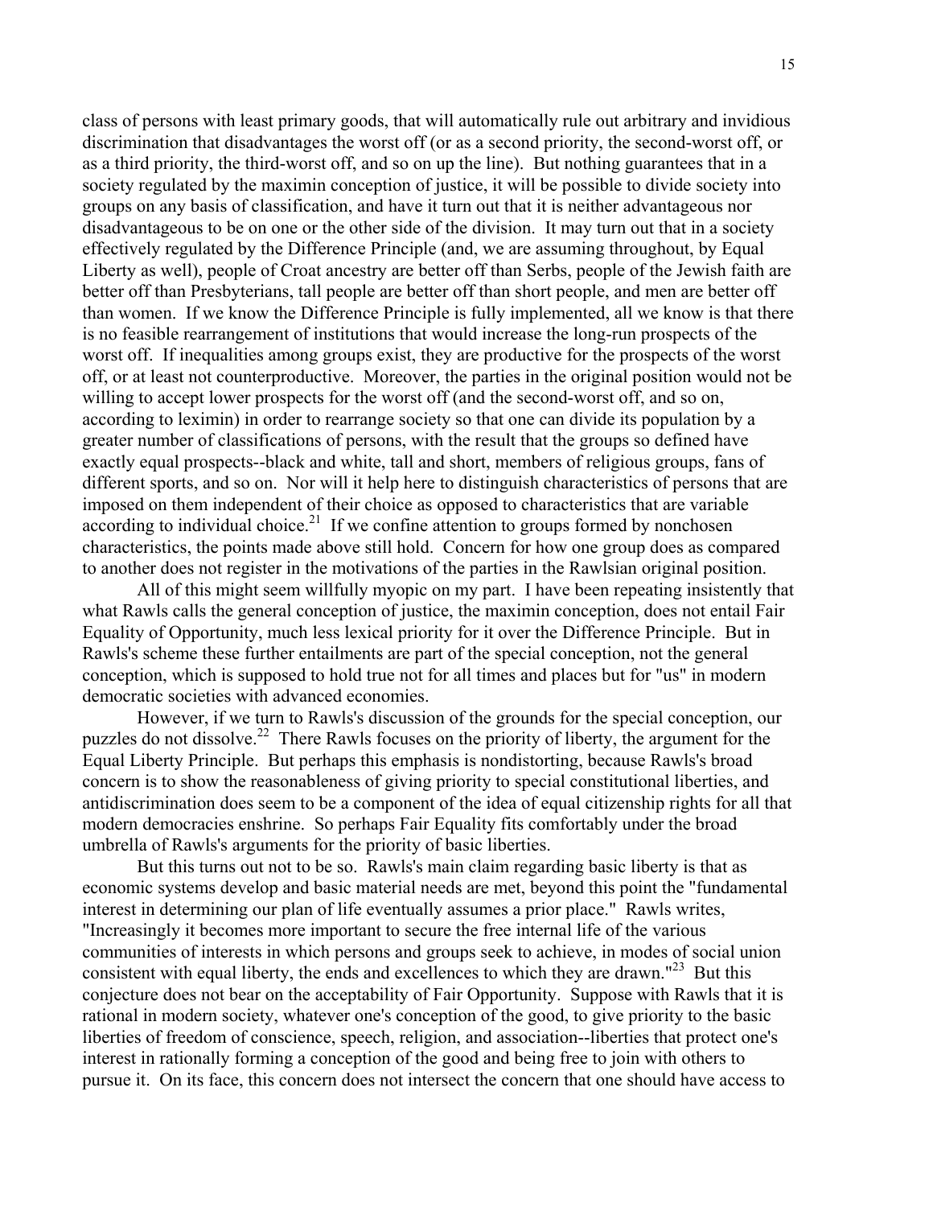class of persons with least primary goods, that will automatically rule out arbitrary and invidious discrimination that disadvantages the worst off (or as a second priority, the second-worst off, or as a third priority, the third-worst off, and so on up the line). But nothing guarantees that in a society regulated by the maximin conception of justice, it will be possible to divide society into groups on any basis of classification, and have it turn out that it is neither advantageous nor disadvantageous to be on one or the other side of the division. It may turn out that in a society effectively regulated by the Difference Principle (and, we are assuming throughout, by Equal Liberty as well), people of Croat ancestry are better off than Serbs, people of the Jewish faith are better off than Presbyterians, tall people are better off than short people, and men are better off than women. If we know the Difference Principle is fully implemented, all we know is that there is no feasible rearrangement of institutions that would increase the long-run prospects of the worst off. If inequalities among groups exist, they are productive for the prospects of the worst off, or at least not counterproductive. Moreover, the parties in the original position would not be willing to accept lower prospects for the worst off (and the second-worst off, and so on, according to leximin) in order to rearrange society so that one can divide its population by a greater number of classifications of persons, with the result that the groups so defined have exactly equal prospects--black and white, tall and short, members of religious groups, fans of different sports, and so on. Nor will it help here to distinguish characteristics of persons that are imposed on them independent of their choice as opposed to characteristics that are variable according to individual choice.[21] If we confine attention to groups formed by nonchosen characteristics, the points made above still hold. Concern for how one group does as compared to another does not register in the motivations of the parties in the Rawlsian original position.

All of this might seem willfully myopic on my part. I have been repeating insistently that what Rawls calls the general conception of justice, the maximin conception, does not entail Fair Equality of Opportunity, much less lexical priority for it over the Difference Principle. But in Rawls's scheme these further entailments are part of the special conception, not the general conception, which is supposed to hold true not for all times and places but for "us" in modern democratic societies with advanced economies.

However, if we turn to Rawls's discussion of the grounds for the special conception, our puzzles do not dissolve.[22] There Rawls focuses on the priority of liberty, the argument for the Equal Liberty Principle. But perhaps this emphasis is nondistorting, because Rawls's broad concern is to show the reasonableness of giving priority to special constitutional liberties, and antidiscrimination does seem to be a component of the idea of equal citizenship rights for all that modern democracies enshrine. So perhaps Fair Equality fits comfortably under the broad umbrella of Rawls's arguments for the priority of basic liberties.

But this turns out not to be so. Rawls's main claim regarding basic liberty is that as economic systems develop and basic material needs are met, beyond this point the "fundamental interest in determining our plan of life eventually assumes a prior place." Rawls writes, "Increasingly it becomes more important to secure the free internal life of the various communities of interests in which persons and groups seek to achieve, in modes of social union consistent with equal liberty, the ends and excellences to which they are drawn."[23] But this conjecture does not bear on the acceptability of Fair Opportunity. Suppose with Rawls that it is rational in modern society, whatever one's conception of the good, to give priority to the basic liberties of freedom of conscience, speech, religion, and association--liberties that protect one's interest in rationally forming a conception of the good and being free to join with others to pursue it. On its face, this concern does not intersect the concern that one should have access to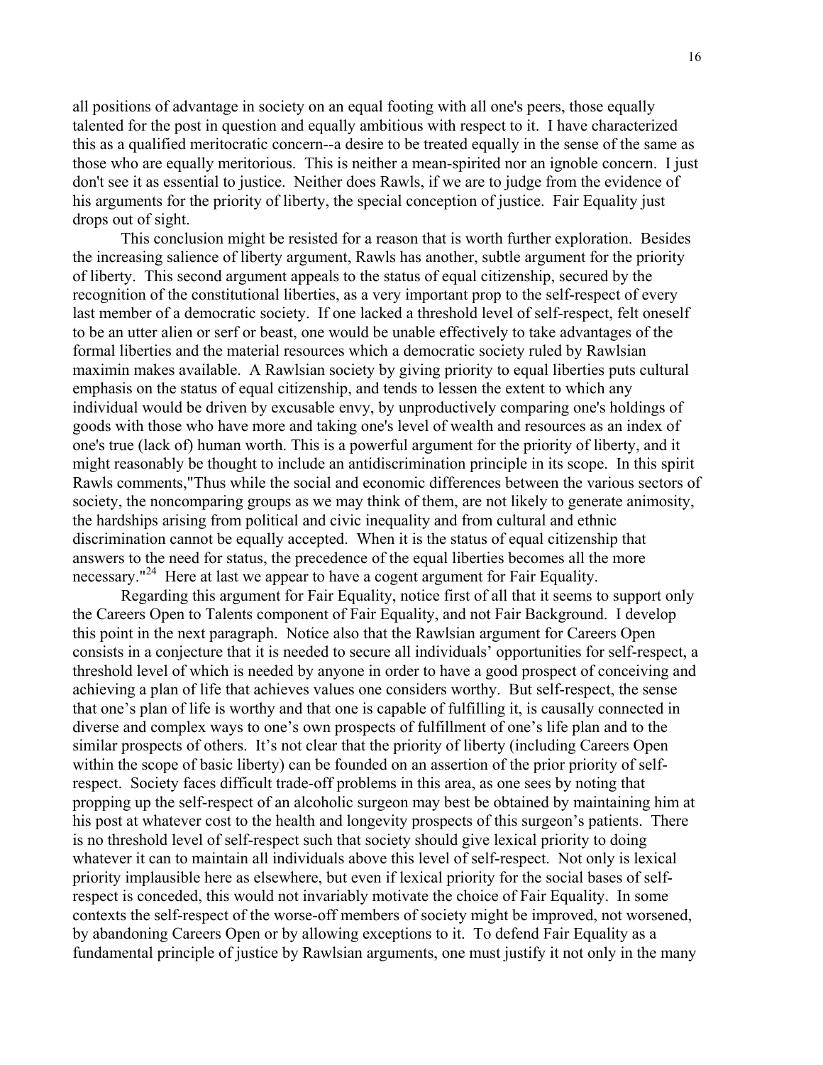all positions of advantage in society on an equal footing with all one's peers, those equally talented for the post in question and equally ambitious with respect to it. I have characterized this as a qualified meritocratic concern--a desire to be treated equally in the sense of the same as those who are equally meritorious. This is neither a mean-spirited nor an ignoble concern. I just don't see it as essential to justice. Neither does Rawls, if we are to judge from the evidence of his arguments for the priority of liberty, the special conception of justice. Fair Equality just drops out of sight.

This conclusion might be resisted for a reason that is worth further exploration. Besides the increasing salience of liberty argument, Rawls has another, subtle argument for the priority of liberty. This second argument appeals to the status of equal citizenship, secured by the recognition of the constitutional liberties, as a very important prop to the self-respect of every last member of a democratic society. If one lacked a threshold level of self-respect, felt oneself to be an utter alien or serf or beast, one would be unable effectively to take advantages of the formal liberties and the material resources which a democratic society ruled by Rawlsian maximin makes available. A Rawlsian society by giving priority to equal liberties puts cultural emphasis on the status of equal citizenship, and tends to lessen the extent to which any individual would be driven by excusable envy, by unproductively comparing one's holdings of goods with those who have more and taking one's level of wealth and resources as an index of one's true (lack of) human worth. This is a powerful argument for the priority of liberty, and it might reasonably be thought to include an antidiscrimination principle in its scope. In this spirit Rawls comments,"Thus while the social and economic differences between the various sectors of society, the noncomparing groups as we may think of them, are not likely to generate animosity, the hardships arising from political and civic inequality and from cultural and ethnic discrimination cannot be equally accepted. When it is the status of equal citizenship that answers to the need for status, the precedence of the equal liberties becomes all the more necessary."[24] Here at last we appear to have a cogent argument for Fair Equality.

Regarding this argument for Fair Equality, notice first of all that it seems to support only the Careers Open to Talents component of Fair Equality, and not Fair Background. I develop this point in the next paragraph. Notice also that the Rawlsian argument for Careers Open consists in a conjecture that it is needed to secure all individuals' opportunities for self-respect, a threshold level of which is needed by anyone in order to have a good prospect of conceiving and achieving a plan of life that achieves values one considers worthy. But self-respect, the sense that one's plan of life is worthy and that one is capable of fulfilling it, is causally connected in diverse and complex ways to one's own prospects of fulfillment of one's life plan and to the similar prospects of others. It's not clear that the priority of liberty (including Careers Open within the scope of basic liberty) can be founded on an assertion of the prior priority of self-respect. Society faces difficult trade-off problems in this area, as one sees by noting that propping up the self-respect of an alcoholic surgeon may best be obtained by maintaining him at his post at whatever cost to the health and longevity prospects of this surgeon's patients. There is no threshold level of self-respect such that society should give lexical priority to doing whatever it can to maintain all individuals above this level of self-respect. Not only is lexical priority implausible here as elsewhere, but even if lexical priority for the social bases of self-respect is conceded, this would not invariably motivate the choice of Fair Equality. In some contexts the self-respect of the worse-off members of society might be improved, not worsened, by abandoning Careers Open or by allowing exceptions to it. To defend Fair Equality as a fundamental principle of justice by Rawlsian arguments, one must justify it not only in the many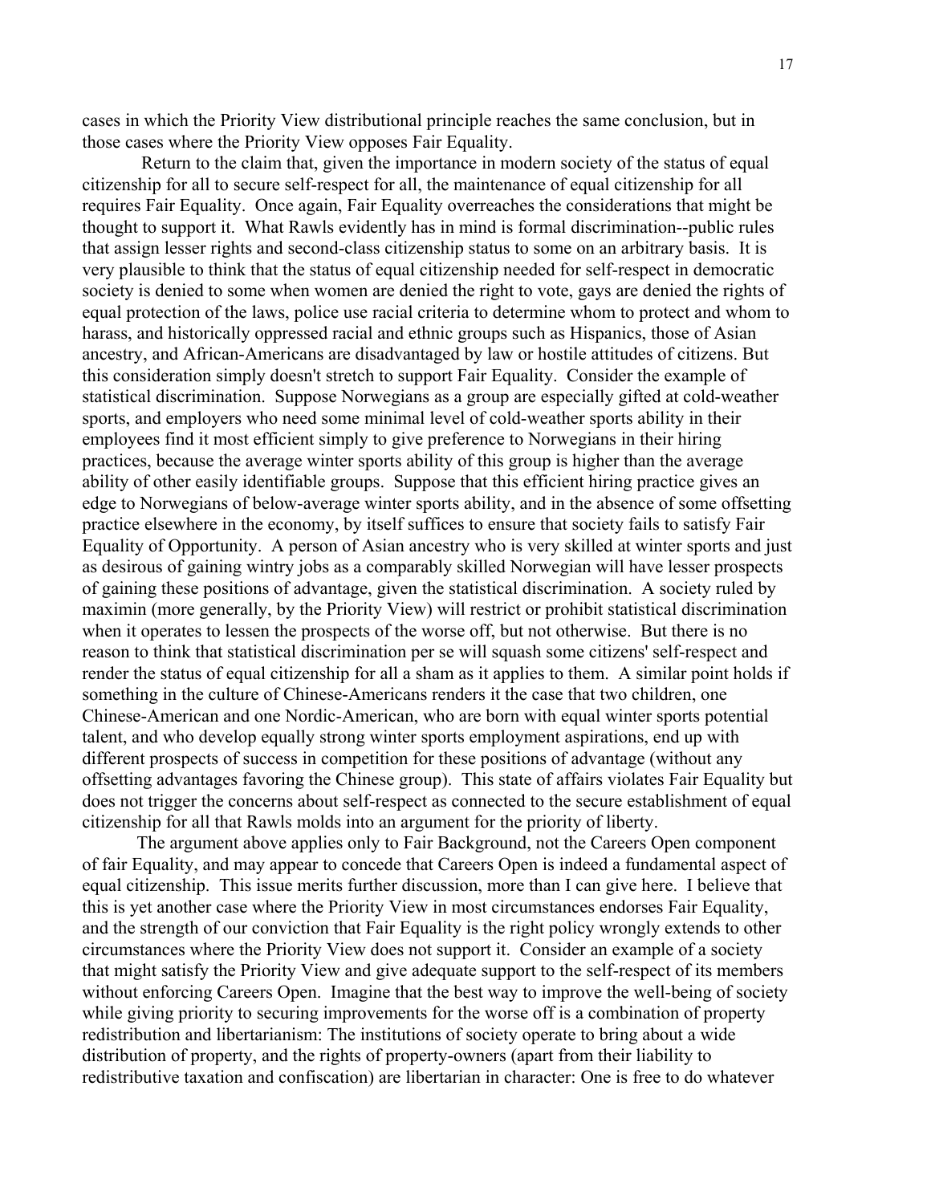cases in which the Priority View distributional principle reaches the same conclusion, but in those cases where the Priority View opposes Fair Equality.

Return to the claim that, given the importance in modern society of the status of equal citizenship for all to secure self-respect for all, the maintenance of equal citizenship for all requires Fair Equality. Once again, Fair Equality overreaches the considerations that might be thought to support it. What Rawls evidently has in mind is formal discrimination--public rules that assign lesser rights and second-class citizenship status to some on an arbitrary basis. It is very plausible to think that the status of equal citizenship needed for self-respect in democratic society is denied to some when women are denied the right to vote, gays are denied the rights of equal protection of the laws, police use racial criteria to determine whom to protect and whom to harass, and historically oppressed racial and ethnic groups such as Hispanics, those of Asian ancestry, and African-Americans are disadvantaged by law or hostile attitudes of citizens. But this consideration simply doesn't stretch to support Fair Equality. Consider the example of statistical discrimination. Suppose Norwegians as a group are especially gifted at cold-weather sports, and employers who need some minimal level of cold-weather sports ability in their employees find it most efficient simply to give preference to Norwegians in their hiring practices, because the average winter sports ability of this group is higher than the average ability of other easily identifiable groups. Suppose that this efficient hiring practice gives an edge to Norwegians of below-average winter sports ability, and in the absence of some offsetting practice elsewhere in the economy, by itself suffices to ensure that society fails to satisfy Fair Equality of Opportunity. A person of Asian ancestry who is very skilled at winter sports and just as desirous of gaining wintry jobs as a comparably skilled Norwegian will have lesser prospects of gaining these positions of advantage, given the statistical discrimination. A society ruled by maximin (more generally, by the Priority View) will restrict or prohibit statistical discrimination when it operates to lessen the prospects of the worse off, but not otherwise. But there is no reason to think that statistical discrimination per se will squash some citizens' self-respect and render the status of equal citizenship for all a sham as it applies to them. A similar point holds if something in the culture of Chinese-Americans renders it the case that two children, one Chinese-American and one Nordic-American, who are born with equal winter sports potential talent, and who develop equally strong winter sports employment aspirations, end up with different prospects of success in competition for these positions of advantage (without any offsetting advantages favoring the Chinese group). This state of affairs violates Fair Equality but does not trigger the concerns about self-respect as connected to the secure establishment of equal citizenship for all that Rawls molds into an argument for the priority of liberty.

The argument above applies only to Fair Background, not the Careers Open component of fair Equality, and may appear to concede that Careers Open is indeed a fundamental aspect of equal citizenship. This issue merits further discussion, more than I can give here. I believe that this is yet another case where the Priority View in most circumstances endorses Fair Equality, and the strength of our conviction that Fair Equality is the right policy wrongly extends to other circumstances where the Priority View does not support it. Consider an example of a society that might satisfy the Priority View and give adequate support to the self-respect of its members without enforcing Careers Open. Imagine that the best way to improve the well-being of society while giving priority to securing improvements for the worse off is a combination of property redistribution and libertarianism: The institutions of society operate to bring about a wide distribution of property, and the rights of property-owners (apart from their liability to redistributive taxation and confiscation) are libertarian in character: One is free to do whatever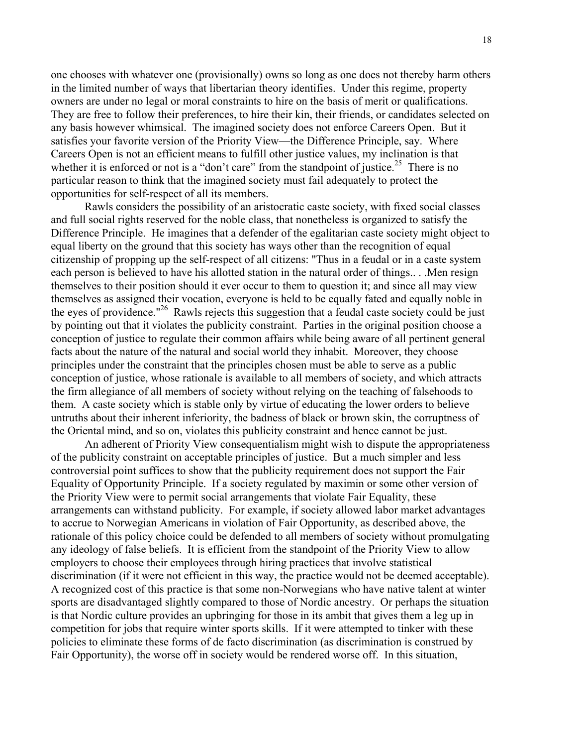one chooses with whatever one (provisionally) owns so long as one does not thereby harm others in the limited number of ways that libertarian theory identifies. Under this regime, property owners are under no legal or moral constraints to hire on the basis of merit or qualifications. They are free to follow their preferences, to hire their kin, their friends, or candidates selected on any basis however whimsical. The imagined society does not enforce Careers Open. But it satisfies your favorite version of the Priority View—the Difference Principle, say. Where Careers Open is not an efficient means to fulfill other justice values, my inclination is that whether it is enforced or not is a "don't care" from the standpoint of justice.[25] There is no particular reason to think that the imagined society must fail adequately to protect the opportunities for self-respect of all its members.

Rawls considers the possibility of an aristocratic caste society, with fixed social classes and full social rights reserved for the noble class, that nonetheless is organized to satisfy the Difference Principle. He imagines that a defender of the egalitarian caste society might object to equal liberty on the ground that this society has ways other than the recognition of equal citizenship of propping up the self-respect of all citizens: "Thus in a feudal or in a caste system each person is believed to have his allotted station in the natural order of things.. . .Men resign themselves to their position should it ever occur to them to question it; and since all may view themselves as assigned their vocation, everyone is held to be equally fated and equally noble in the eyes of providence."[26] Rawls rejects this suggestion that a feudal caste society could be just by pointing out that it violates the publicity constraint. Parties in the original position choose a conception of justice to regulate their common affairs while being aware of all pertinent general facts about the nature of the natural and social world they inhabit. Moreover, they choose principles under the constraint that the principles chosen must be able to serve as a public conception of justice, whose rationale is available to all members of society, and which attracts the firm allegiance of all members of society without relying on the teaching of falsehoods to them. A caste society which is stable only by virtue of educating the lower orders to believe untruths about their inherent inferiority, the badness of black or brown skin, the corruptness of the Oriental mind, and so on, violates this publicity constraint and hence cannot be just.

An adherent of Priority View consequentialism might wish to dispute the appropriateness of the publicity constraint on acceptable principles of justice. But a much simpler and less controversial point suffices to show that the publicity requirement does not support the Fair Equality of Opportunity Principle. If a society regulated by maximin or some other version of the Priority View were to permit social arrangements that violate Fair Equality, these arrangements can withstand publicity. For example, if society allowed labor market advantages to accrue to Norwegian Americans in violation of Fair Opportunity, as described above, the rationale of this policy choice could be defended to all members of society without promulgating any ideology of false beliefs. It is efficient from the standpoint of the Priority View to allow employers to choose their employees through hiring practices that involve statistical discrimination (if it were not efficient in this way, the practice would not be deemed acceptable). A recognized cost of this practice is that some non-Norwegians who have native talent at winter sports are disadvantaged slightly compared to those of Nordic ancestry. Or perhaps the situation is that Nordic culture provides an upbringing for those in its ambit that gives them a leg up in competition for jobs that require winter sports skills. If it were attempted to tinker with these policies to eliminate these forms of de facto discrimination (as discrimination is construed by Fair Opportunity), the worse off in society would be rendered worse off. In this situation,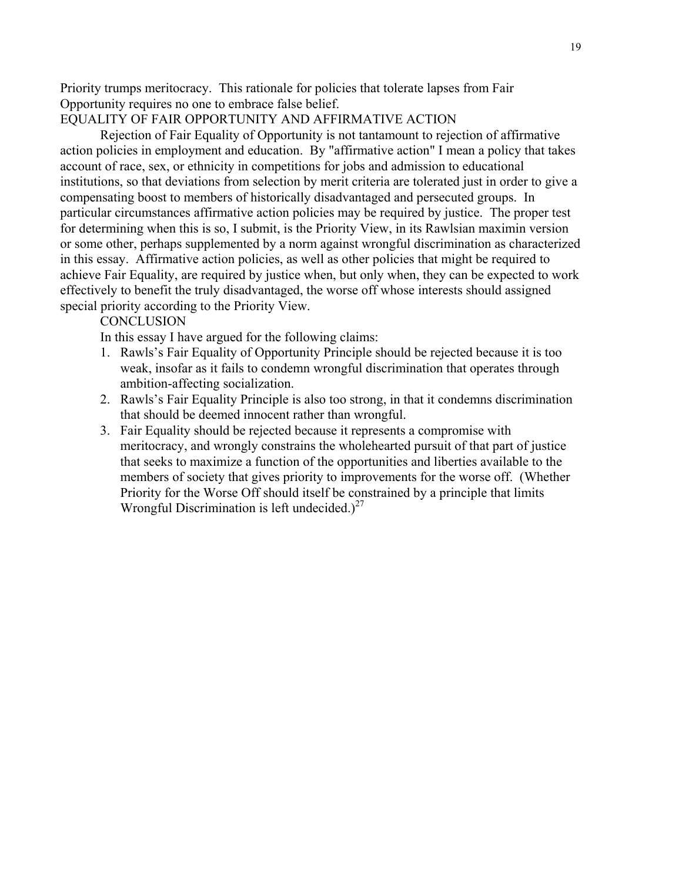Priority trumps meritocracy. This rationale for policies that tolerate lapses from Fair Opportunity requires no one to embrace false belief.

## EQUALITY OF FAIR OPPORTUNITY AND AFFIRMATIVE ACTION

Rejection of Fair Equality of Opportunity is not tantamount to rejection of affirmative action policies in employment and education. By "affirmative action" I mean a policy that takes account of race, sex, or ethnicity in competitions for jobs and admission to educational institutions, so that deviations from selection by merit criteria are tolerated just in order to give a compensating boost to members of historically disadvantaged and persecuted groups. In particular circumstances affirmative action policies may be required by justice. The proper test for determining when this is so, I submit, is the Priority View, in its Rawlsian maximin version or some other, perhaps supplemented by a norm against wrongful discrimination as characterized in this essay. Affirmative action policies, as well as other policies that might be required to achieve Fair Equality, are required by justice when, but only when, they can be expected to work effectively to benefit the truly disadvantaged, the worse off whose interests should assigned special priority according to the Priority View.

## CONCLUSION

In this essay I have argued for the following claims:

1. Rawls's Fair Equality of Opportunity Principle should be rejected because it is too weak, insofar as it fails to condemn wrongful discrimination that operates through ambition-affecting socialization.
2. Rawls's Fair Equality Principle is also too strong, in that it condemns discrimination that should be deemed innocent rather than wrongful.
3. Fair Equality should be rejected because it represents a compromise with meritocracy, and wrongly constrains the wholehearted pursuit of that part of justice that seeks to maximize a function of the opportunities and liberties available to the members of society that gives priority to improvements for the worse off. (Whether Priority for the Worse Off should itself be constrained by a principle that limits Wrongful Discrimination is left undecided.)[27]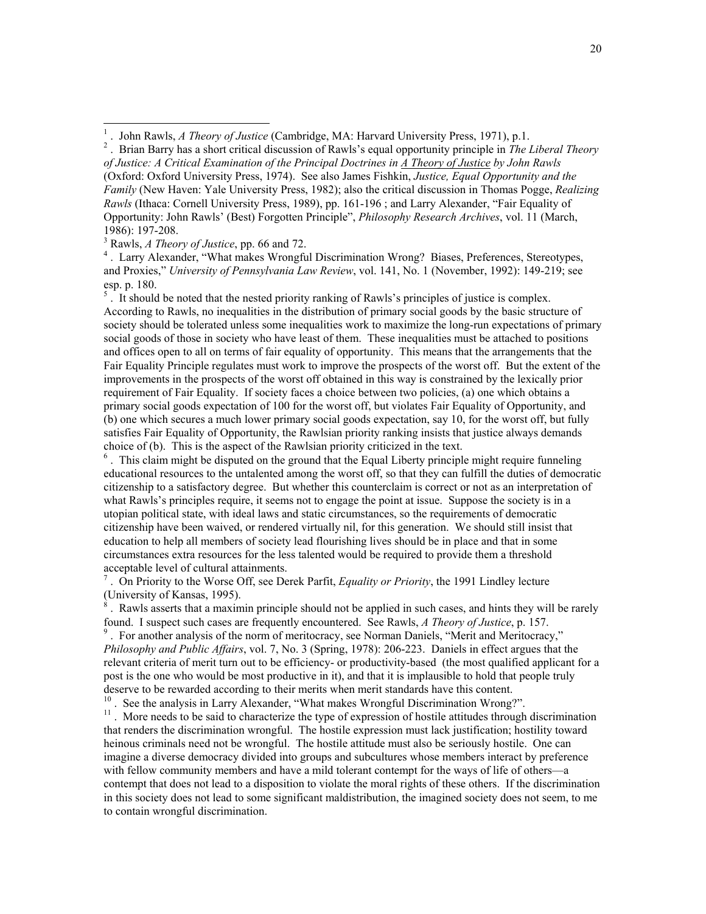[1] . John Rawls, *A Theory of Justice* (Cambridge, MA: Harvard University Press, 1971), p.1.

[2] . Brian Barry has a short critical discussion of Rawls's equal opportunity principle in *The Liberal Theory of Justice: A Critical Examination of the Principal Doctrines in A Theory of Justice by John Rawls* (Oxford: Oxford University Press, 1974). See also James Fishkin, *Justice, Equal Opportunity and the Family* (New Haven: Yale University Press, 1982); also the critical discussion in Thomas Pogge, *Realizing Rawls* (Ithaca: Cornell University Press, 1989), pp. 161-196 ; and Larry Alexander, "Fair Equality of Opportunity: John Rawls' (Best) Forgotten Principle", *Philosophy Research Archives*, vol. 11 (March, 1986): 197-208.

[3] Rawls, *A Theory of Justice*, pp. 66 and 72.

[4] . Larry Alexander, "What makes Wrongful Discrimination Wrong? Biases, Preferences, Stereotypes, and Proxies," *University of Pennsylvania Law Review*, vol. 141, No. 1 (November, 1992): 149-219; see esp. p. 180.

[5] . It should be noted that the nested priority ranking of Rawls's principles of justice is complex. According to Rawls, no inequalities in the distribution of primary social goods by the basic structure of society should be tolerated unless some inequalities work to maximize the long-run expectations of primary social goods of those in society who have least of them. These inequalities must be attached to positions and offices open to all on terms of fair equality of opportunity. This means that the arrangements that the Fair Equality Principle regulates must work to improve the prospects of the worst off. But the extent of the improvements in the prospects of the worst off obtained in this way is constrained by the lexically prior requirement of Fair Equality. If society faces a choice between two policies, (a) one which obtains a primary social goods expectation of 100 for the worst off, but violates Fair Equality of Opportunity, and (b) one which secures a much lower primary social goods expectation, say 10, for the worst off, but fully satisfies Fair Equality of Opportunity, the Rawlsian priority ranking insists that justice always demands choice of (b). This is the aspect of the Rawlsian priority criticized in the text.

[6] . This claim might be disputed on the ground that the Equal Liberty principle might require funneling educational resources to the untalented among the worst off, so that they can fulfill the duties of democratic citizenship to a satisfactory degree. But whether this counterclaim is correct or not as an interpretation of what Rawls's principles require, it seems not to engage the point at issue. Suppose the society is in a utopian political state, with ideal laws and static circumstances, so the requirements of democratic citizenship have been waived, or rendered virtually nil, for this generation. We should still insist that education to help all members of society lead flourishing lives should be in place and that in some circumstances extra resources for the less talented would be required to provide them a threshold acceptable level of cultural attainments.

[7] . On Priority to the Worse Off, see Derek Parfit, *Equality or Priority*, the 1991 Lindley lecture (University of Kansas, 1995).

[8] . Rawls asserts that a maximin principle should not be applied in such cases, and hints they will be rarely found. I suspect such cases are frequently encountered. See Rawls, *A Theory of Justice*, p. 157.

[9] . For another analysis of the norm of meritocracy, see Norman Daniels, "Merit and Meritocracy," *Philosophy and Public Affairs*, vol. 7, No. 3 (Spring, 1978): 206-223. Daniels in effect argues that the relevant criteria of merit turn out to be efficiency- or productivity-based (the most qualified applicant for a post is the one who would be most productive in it), and that it is implausible to hold that people truly deserve to be rewarded according to their merits when merit standards have this content.

[10] . See the analysis in Larry Alexander, "What makes Wrongful Discrimination Wrong?".

[11] . More needs to be said to characterize the type of expression of hostile attitudes through discrimination that renders the discrimination wrongful. The hostile expression must lack justification; hostility toward heinous criminals need not be wrongful. The hostile attitude must also be seriously hostile. One can imagine a diverse democracy divided into groups and subcultures whose members interact by preference with fellow community members and have a mild tolerant contempt for the ways of life of others—a contempt that does not lead to a disposition to violate the moral rights of these others. If the discrimination in this society does not lead to some significant maldistribution, the imagined society does not seem, to me to contain wrongful discrimination.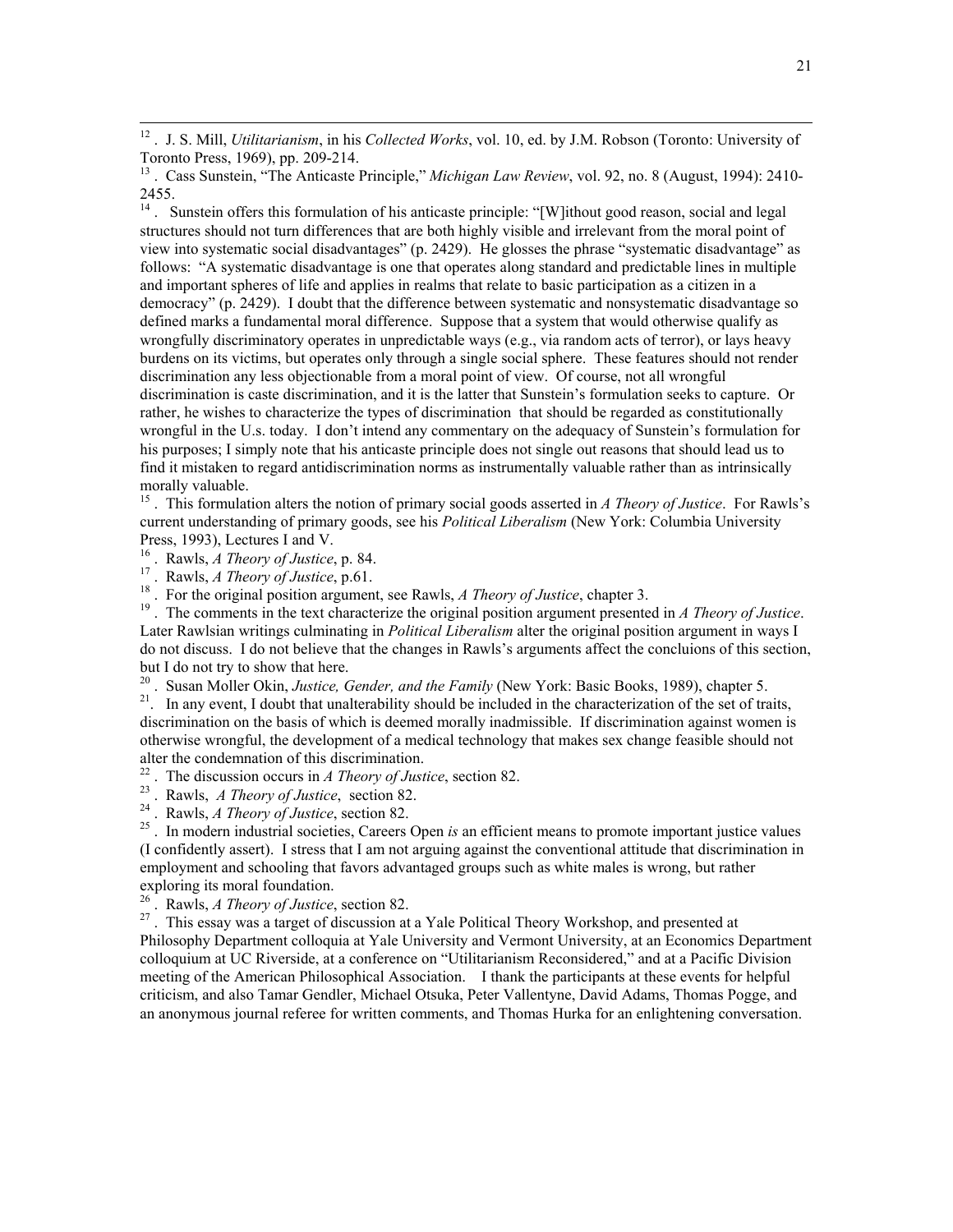[12] . J. S. Mill, *Utilitarianism*, in his *Collected Works*, vol. 10, ed. by J.M. Robson (Toronto: University of Toronto Press, 1969), pp. 209-214.

[13] . Cass Sunstein, "The Anticaste Principle," *Michigan Law Review*, vol. 92, no. 8 (August, 1994): 2410-2455.

[14] . Sunstein offers this formulation of his anticaste principle: "[W]ithout good reason, social and legal structures should not turn differences that are both highly visible and irrelevant from the moral point of view into systematic social disadvantages" (p. 2429). He glosses the phrase "systematic disadvantage" as follows: "A systematic disadvantage is one that operates along standard and predictable lines in multiple and important spheres of life and applies in realms that relate to basic participation as a citizen in a democracy" (p. 2429). I doubt that the difference between systematic and nonsystematic disadvantage so defined marks a fundamental moral difference. Suppose that a system that would otherwise qualify as wrongfully discriminatory operates in unpredictable ways (e.g., via random acts of terror), or lays heavy burdens on its victims, but operates only through a single social sphere. These features should not render discrimination any less objectionable from a moral point of view. Of course, not all wrongful discrimination is caste discrimination, and it is the latter that Sunstein's formulation seeks to capture. Or rather, he wishes to characterize the types of discrimination that should be regarded as constitutionally wrongful in the U.s. today. I don't intend any commentary on the adequacy of Sunstein's formulation for his purposes; I simply note that his anticaste principle does not single out reasons that should lead us to find it mistaken to regard antidiscrimination norms as instrumentally valuable rather than as intrinsically morally valuable.

[15] . This formulation alters the notion of primary social goods asserted in *A Theory of Justice*. For Rawls's current understanding of primary goods, see his *Political Liberalism* (New York: Columbia University Press, 1993), Lectures I and V.

[16] . Rawls, *A Theory of Justice*, p. 84.

[17] . Rawls, *A Theory of Justice*, p.61.

[18] . For the original position argument, see Rawls, *A Theory of Justice*, chapter 3.

[19] . The comments in the text characterize the original position argument presented in *A Theory of Justice*. Later Rawlsian writings culminating in *Political Liberalism* alter the original position argument in ways I do not discuss. I do not believe that the changes in Rawls's arguments affect the concluions of this section, but I do not try to show that here.

[20] . Susan Moller Okin, *Justice, Gender, and the Family* (New York: Basic Books, 1989), chapter 5.

[21]. In any event, I doubt that unalterability should be included in the characterization of the set of traits, discrimination on the basis of which is deemed morally inadmissible. If discrimination against women is otherwise wrongful, the development of a medical technology that makes sex change feasible should not alter the condemnation of this discrimination.

[22] . The discussion occurs in *A Theory of Justice*, section 82.

[23] . Rawls, *A Theory of Justice*, section 82.

[24] . Rawls, *A Theory of Justice*, section 82.

[25] . In modern industrial societies, Careers Open *is* an efficient means to promote important justice values (I confidently assert). I stress that I am not arguing against the conventional attitude that discrimination in employment and schooling that favors advantaged groups such as white males is wrong, but rather exploring its moral foundation.

[26] . Rawls, *A Theory of Justice*, section 82.

[27] . This essay was a target of discussion at a Yale Political Theory Workshop, and presented at Philosophy Department colloquia at Yale University and Vermont University, at an Economics Department colloquium at UC Riverside, at a conference on "Utilitarianism Reconsidered," and at a Pacific Division meeting of the American Philosophical Association. I thank the participants at these events for helpful criticism, and also Tamar Gendler, Michael Otsuka, Peter Vallentyne, David Adams, Thomas Pogge, and an anonymous journal referee for written comments, and Thomas Hurka for an enlightening conversation.